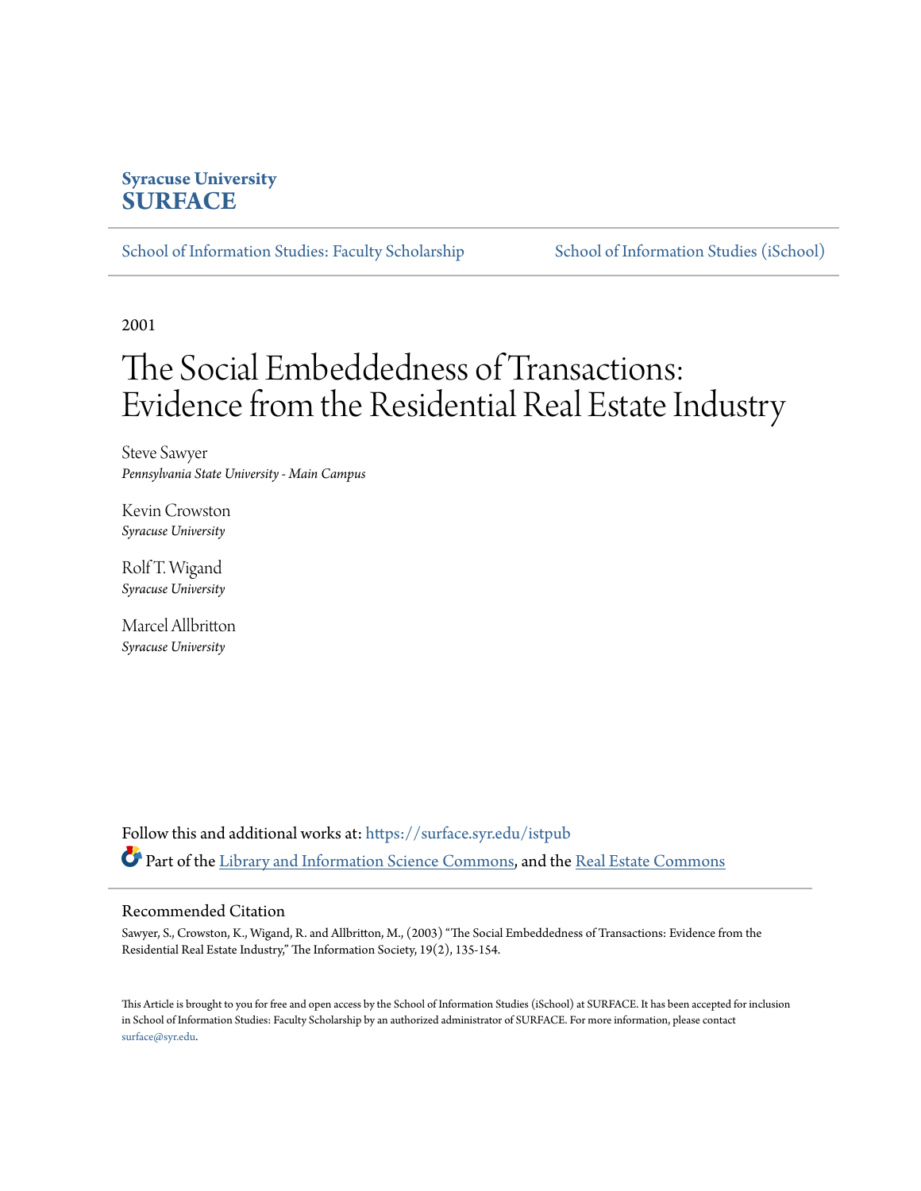Syracuse University
**SURFACE**

School of Information Studies: Faculty Scholarship | School of Information Studies (iSchool)

2001

# The Social Embeddedness of Transactions: Evidence from the Residential Real Estate Industry

Steve Sawyer
*Pennsylvania State University - Main Campus*

Kevin Crowston
*Syracuse University*

Rolf T. Wigand
*Syracuse University*

Marcel Allbritton
*Syracuse University*

Follow this and additional works at: https://surface.syr.edu/istpub

Part of the Library and Information Science Commons, and the Real Estate Commons

## Recommended Citation

Sawyer, S., Crowston, K., Wigand, R. and Allbritton, M., (2003) "The Social Embeddedness of Transactions: Evidence from the Residential Real Estate Industry," The Information Society, 19(2), 135-154.

This Article is brought to you for free and open access by the School of Information Studies (iSchool) at SURFACE. It has been accepted for inclusion in School of Information Studies: Faculty Scholarship by an authorized administrator of SURFACE. For more information, please contact surface@syr.edu.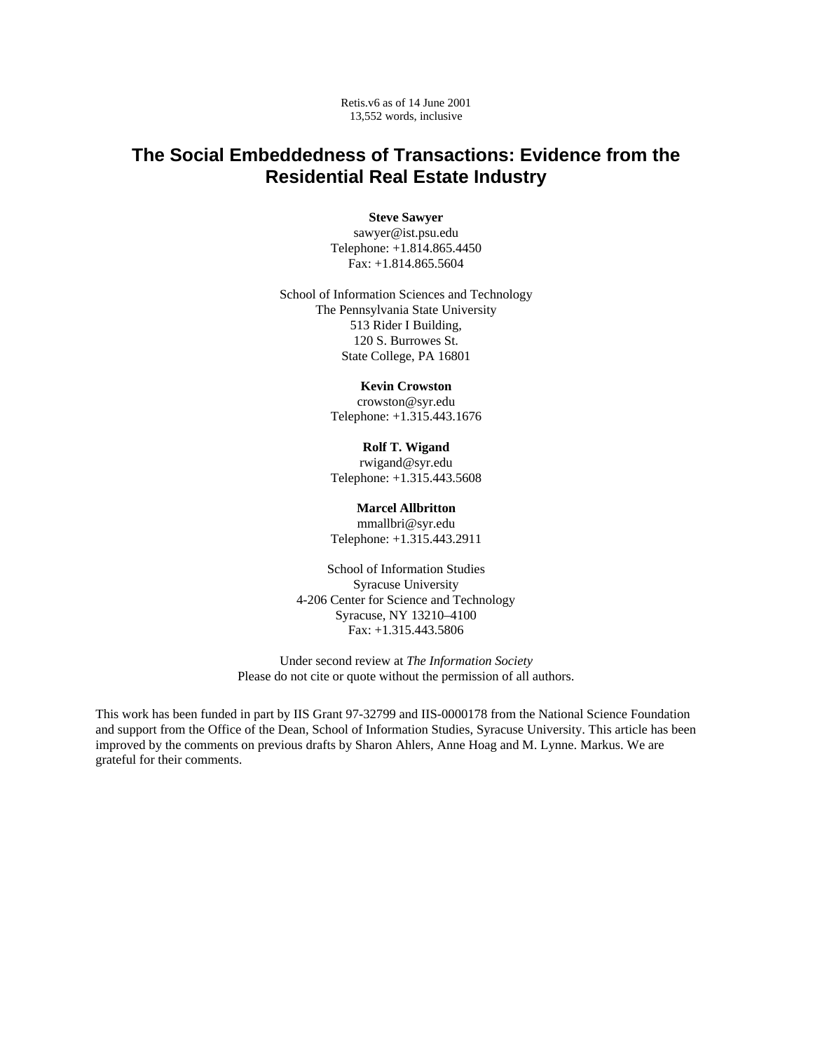Retis.v6 as of 14 June 2001
13,552 words, inclusive

# The Social Embeddedness of Transactions: Evidence from the Residential Real Estate Industry

**Steve Sawyer**
sawyer@ist.psu.edu
Telephone: +1.814.865.4450
Fax: +1.814.865.5604

School of Information Sciences and Technology
The Pennsylvania State University
513 Rider I Building,
120 S. Burrowes St.
State College, PA 16801

**Kevin Crowston**
crowston@syr.edu
Telephone: +1.315.443.1676

**Rolf T. Wigand**
rwigand@syr.edu
Telephone: +1.315.443.5608

**Marcel Allbritton**
mmallbri@syr.edu
Telephone: +1.315.443.2911

School of Information Studies
Syracuse University
4-206 Center for Science and Technology
Syracuse, NY 13210–4100
Fax: +1.315.443.5806

Under second review at *The Information Society*
Please do not cite or quote without the permission of all authors.

This work has been funded in part by IIS Grant 97-32799 and IIS-0000178 from the National Science Foundation and support from the Office of the Dean, School of Information Studies, Syracuse University. This article has been improved by the comments on previous drafts by Sharon Ahlers, Anne Hoag and M. Lynne. Markus. We are grateful for their comments.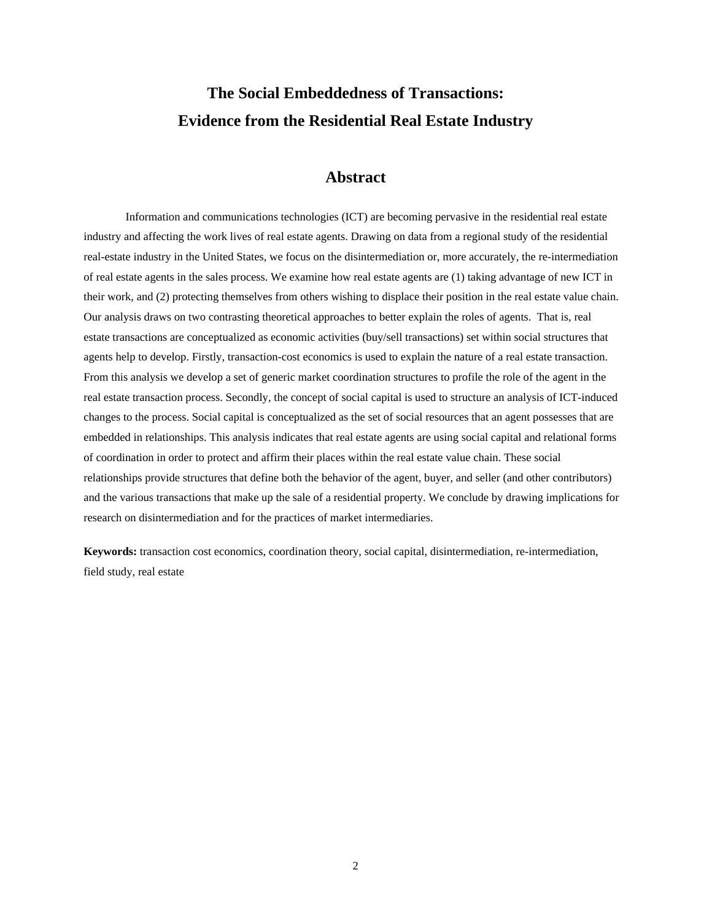# The Social Embeddedness of Transactions: Evidence from the Residential Real Estate Industry

## Abstract

Information and communications technologies (ICT) are becoming pervasive in the residential real estate industry and affecting the work lives of real estate agents. Drawing on data from a regional study of the residential real-estate industry in the United States, we focus on the disintermediation or, more accurately, the re-intermediation of real estate agents in the sales process. We examine how real estate agents are (1) taking advantage of new ICT in their work, and (2) protecting themselves from others wishing to displace their position in the real estate value chain. Our analysis draws on two contrasting theoretical approaches to better explain the roles of agents. That is, real estate transactions are conceptualized as economic activities (buy/sell transactions) set within social structures that agents help to develop. Firstly, transaction-cost economics is used to explain the nature of a real estate transaction. From this analysis we develop a set of generic market coordination structures to profile the role of the agent in the real estate transaction process. Secondly, the concept of social capital is used to structure an analysis of ICT-induced changes to the process. Social capital is conceptualized as the set of social resources that an agent possesses that are embedded in relationships. This analysis indicates that real estate agents are using social capital and relational forms of coordination in order to protect and affirm their places within the real estate value chain. These social relationships provide structures that define both the behavior of the agent, buyer, and seller (and other contributors) and the various transactions that make up the sale of a residential property. We conclude by drawing implications for research on disintermediation and for the practices of market intermediaries.

**Keywords:** transaction cost economics, coordination theory, social capital, disintermediation, re-intermediation, field study, real estate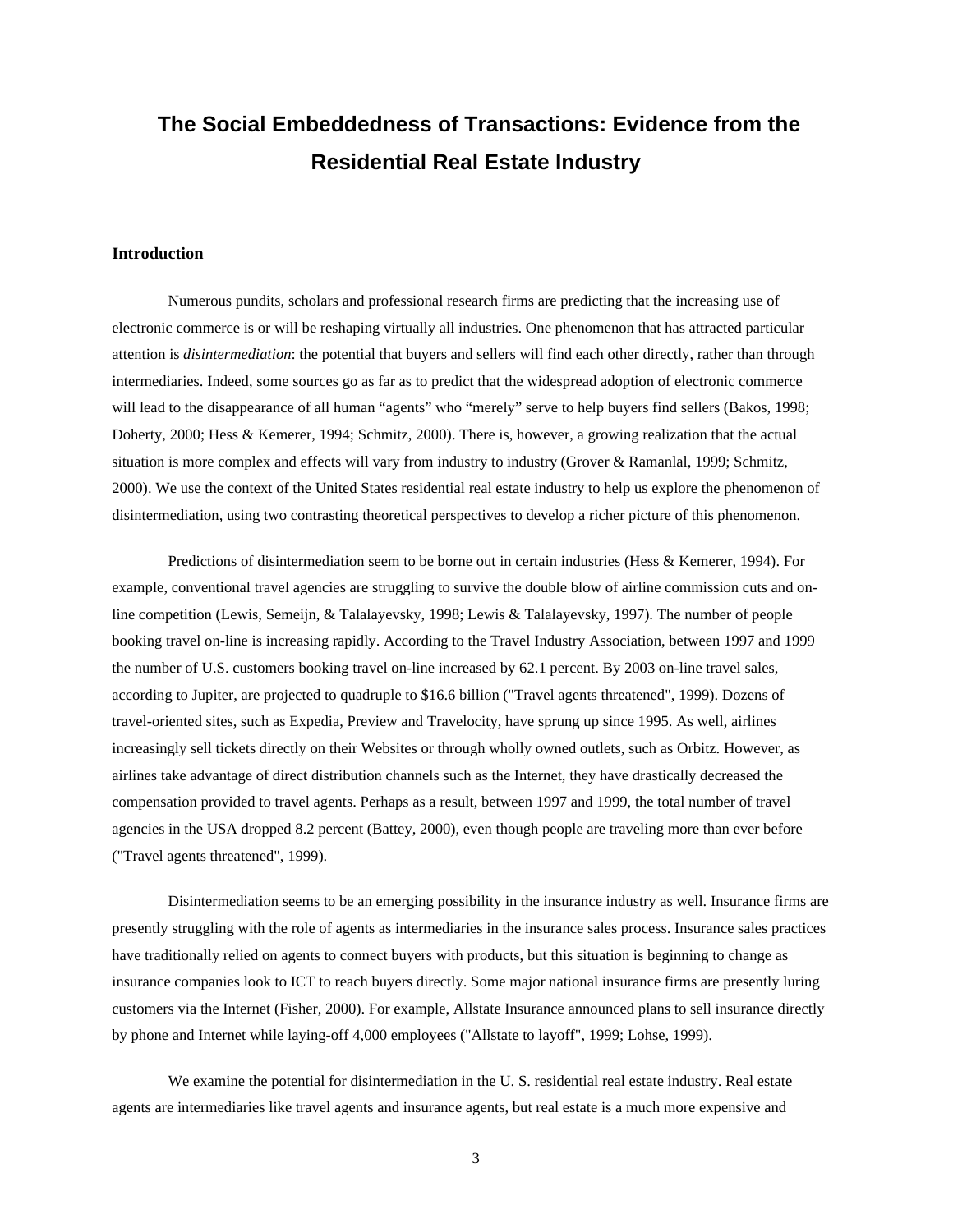# The Social Embeddedness of Transactions: Evidence from the Residential Real Estate Industry

## Introduction

Numerous pundits, scholars and professional research firms are predicting that the increasing use of electronic commerce is or will be reshaping virtually all industries. One phenomenon that has attracted particular attention is *disintermediation*: the potential that buyers and sellers will find each other directly, rather than through intermediaries. Indeed, some sources go as far as to predict that the widespread adoption of electronic commerce will lead to the disappearance of all human "agents" who "merely" serve to help buyers find sellers (Bakos, 1998; Doherty, 2000; Hess & Kemerer, 1994; Schmitz, 2000). There is, however, a growing realization that the actual situation is more complex and effects will vary from industry to industry (Grover & Ramanlal, 1999; Schmitz, 2000). We use the context of the United States residential real estate industry to help us explore the phenomenon of disintermediation, using two contrasting theoretical perspectives to develop a richer picture of this phenomenon.

Predictions of disintermediation seem to be borne out in certain industries (Hess & Kemerer, 1994). For example, conventional travel agencies are struggling to survive the double blow of airline commission cuts and on-line competition (Lewis, Semeijn, & Talalayevsky, 1998; Lewis & Talalayevsky, 1997). The number of people booking travel on-line is increasing rapidly. According to the Travel Industry Association, between 1997 and 1999 the number of U.S. customers booking travel on-line increased by 62.1 percent. By 2003 on-line travel sales, according to Jupiter, are projected to quadruple to $16.6 billion ("Travel agents threatened", 1999). Dozens of travel-oriented sites, such as Expedia, Preview and Travelocity, have sprung up since 1995. As well, airlines increasingly sell tickets directly on their Websites or through wholly owned outlets, such as Orbitz. However, as airlines take advantage of direct distribution channels such as the Internet, they have drastically decreased the compensation provided to travel agents. Perhaps as a result, between 1997 and 1999, the total number of travel agencies in the USA dropped 8.2 percent (Battey, 2000), even though people are traveling more than ever before ("Travel agents threatened", 1999).

Disintermediation seems to be an emerging possibility in the insurance industry as well. Insurance firms are presently struggling with the role of agents as intermediaries in the insurance sales process. Insurance sales practices have traditionally relied on agents to connect buyers with products, but this situation is beginning to change as insurance companies look to ICT to reach buyers directly. Some major national insurance firms are presently luring customers via the Internet (Fisher, 2000). For example, Allstate Insurance announced plans to sell insurance directly by phone and Internet while laying-off 4,000 employees ("Allstate to layoff", 1999; Lohse, 1999).

We examine the potential for disintermediation in the U. S. residential real estate industry. Real estate agents are intermediaries like travel agents and insurance agents, but real estate is a much more expensive and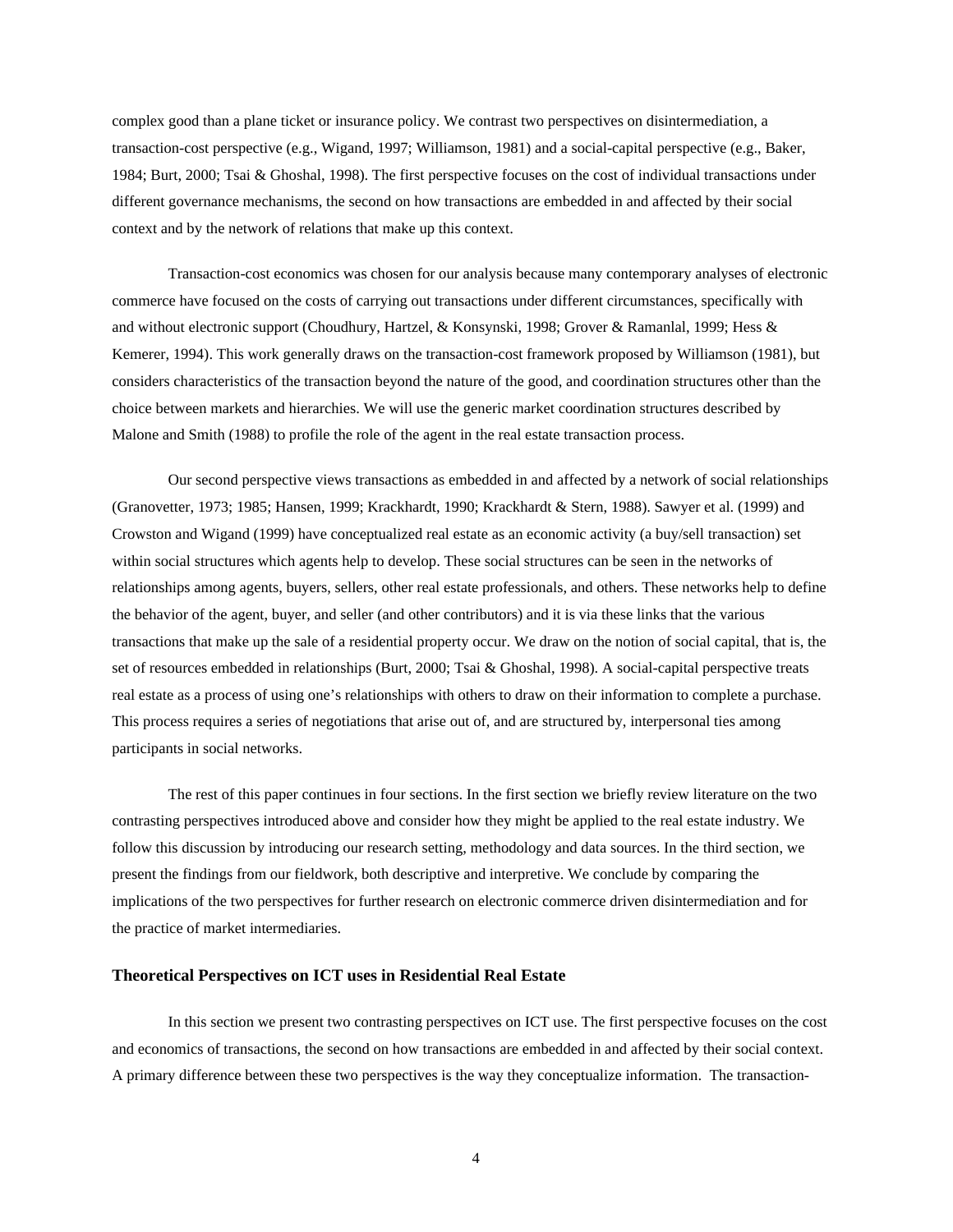complex good than a plane ticket or insurance policy. We contrast two perspectives on disintermediation, a transaction-cost perspective (e.g., Wigand, 1997; Williamson, 1981) and a social-capital perspective (e.g., Baker, 1984; Burt, 2000; Tsai & Ghoshal, 1998). The first perspective focuses on the cost of individual transactions under different governance mechanisms, the second on how transactions are embedded in and affected by their social context and by the network of relations that make up this context.

Transaction-cost economics was chosen for our analysis because many contemporary analyses of electronic commerce have focused on the costs of carrying out transactions under different circumstances, specifically with and without electronic support (Choudhury, Hartzel, & Konsynski, 1998; Grover & Ramanlal, 1999; Hess & Kemerer, 1994). This work generally draws on the transaction-cost framework proposed by Williamson (1981), but considers characteristics of the transaction beyond the nature of the good, and coordination structures other than the choice between markets and hierarchies. We will use the generic market coordination structures described by Malone and Smith (1988) to profile the role of the agent in the real estate transaction process.

Our second perspective views transactions as embedded in and affected by a network of social relationships (Granovetter, 1973; 1985; Hansen, 1999; Krackhardt, 1990; Krackhardt & Stern, 1988). Sawyer et al. (1999) and Crowston and Wigand (1999) have conceptualized real estate as an economic activity (a buy/sell transaction) set within social structures which agents help to develop. These social structures can be seen in the networks of relationships among agents, buyers, sellers, other real estate professionals, and others. These networks help to define the behavior of the agent, buyer, and seller (and other contributors) and it is via these links that the various transactions that make up the sale of a residential property occur. We draw on the notion of social capital, that is, the set of resources embedded in relationships (Burt, 2000; Tsai & Ghoshal, 1998). A social-capital perspective treats real estate as a process of using one's relationships with others to draw on their information to complete a purchase. This process requires a series of negotiations that arise out of, and are structured by, interpersonal ties among participants in social networks.

The rest of this paper continues in four sections. In the first section we briefly review literature on the two contrasting perspectives introduced above and consider how they might be applied to the real estate industry. We follow this discussion by introducing our research setting, methodology and data sources. In the third section, we present the findings from our fieldwork, both descriptive and interpretive. We conclude by comparing the implications of the two perspectives for further research on electronic commerce driven disintermediation and for the practice of market intermediaries.

### Theoretical Perspectives on ICT uses in Residential Real Estate

In this section we present two contrasting perspectives on ICT use. The first perspective focuses on the cost and economics of transactions, the second on how transactions are embedded in and affected by their social context. A primary difference between these two perspectives is the way they conceptualize information. The transaction-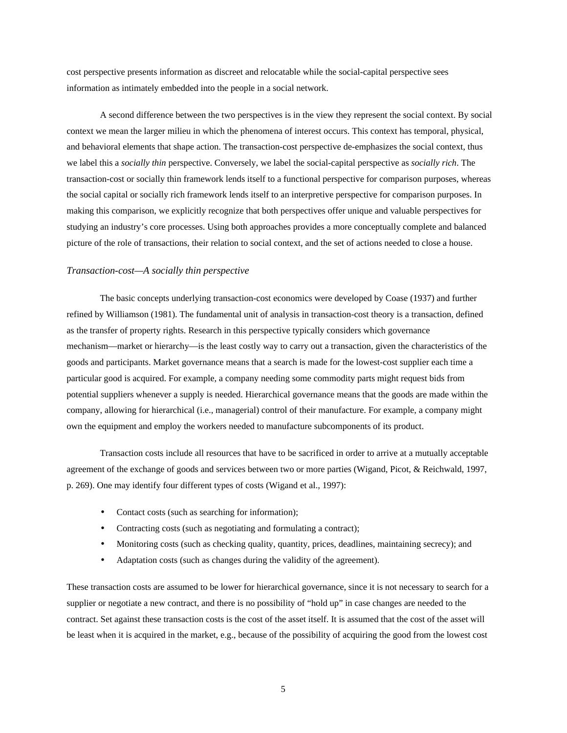cost perspective presents information as discreet and relocatable while the social-capital perspective sees information as intimately embedded into the people in a social network.

A second difference between the two perspectives is in the view they represent the social context. By social context we mean the larger milieu in which the phenomena of interest occurs. This context has temporal, physical, and behavioral elements that shape action. The transaction-cost perspective de-emphasizes the social context, thus we label this a *socially thin* perspective. Conversely, we label the social-capital perspective as *socially rich*. The transaction-cost or socially thin framework lends itself to a functional perspective for comparison purposes, whereas the social capital or socially rich framework lends itself to an interpretive perspective for comparison purposes. In making this comparison, we explicitly recognize that both perspectives offer unique and valuable perspectives for studying an industry's core processes. Using both approaches provides a more conceptually complete and balanced picture of the role of transactions, their relation to social context, and the set of actions needed to close a house.

### *Transaction-cost—A socially thin perspective*

The basic concepts underlying transaction-cost economics were developed by Coase (1937) and further refined by Williamson (1981). The fundamental unit of analysis in transaction-cost theory is a transaction, defined as the transfer of property rights. Research in this perspective typically considers which governance mechanism—market or hierarchy—is the least costly way to carry out a transaction, given the characteristics of the goods and participants. Market governance means that a search is made for the lowest-cost supplier each time a particular good is acquired. For example, a company needing some commodity parts might request bids from potential suppliers whenever a supply is needed. Hierarchical governance means that the goods are made within the company, allowing for hierarchical (i.e., managerial) control of their manufacture. For example, a company might own the equipment and employ the workers needed to manufacture subcomponents of its product.

Transaction costs include all resources that have to be sacrificed in order to arrive at a mutually acceptable agreement of the exchange of goods and services between two or more parties (Wigand, Picot, & Reichwald, 1997, p. 269). One may identify four different types of costs (Wigand et al., 1997):

- Contact costs (such as searching for information);
- Contracting costs (such as negotiating and formulating a contract);
- Monitoring costs (such as checking quality, quantity, prices, deadlines, maintaining secrecy); and
- Adaptation costs (such as changes during the validity of the agreement).

These transaction costs are assumed to be lower for hierarchical governance, since it is not necessary to search for a supplier or negotiate a new contract, and there is no possibility of "hold up" in case changes are needed to the contract. Set against these transaction costs is the cost of the asset itself. It is assumed that the cost of the asset will be least when it is acquired in the market, e.g., because of the possibility of acquiring the good from the lowest cost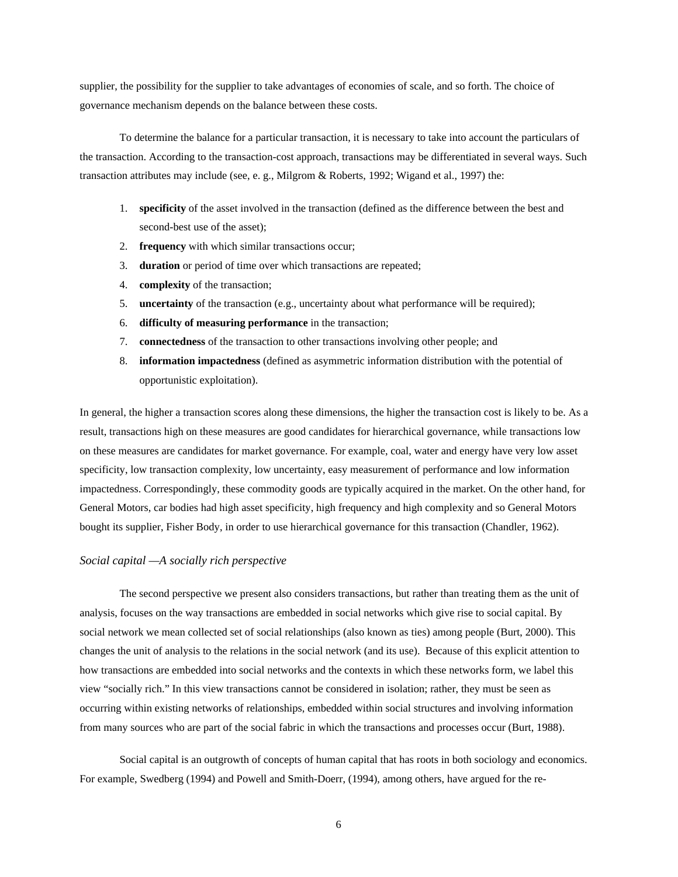supplier, the possibility for the supplier to take advantages of economies of scale, and so forth. The choice of governance mechanism depends on the balance between these costs.

To determine the balance for a particular transaction, it is necessary to take into account the particulars of the transaction. According to the transaction-cost approach, transactions may be differentiated in several ways. Such transaction attributes may include (see, e. g., Milgrom & Roberts, 1992; Wigand et al., 1997) the:

1. **specificity** of the asset involved in the transaction (defined as the difference between the best and second-best use of the asset);
2. **frequency** with which similar transactions occur;
3. **duration** or period of time over which transactions are repeated;
4. **complexity** of the transaction;
5. **uncertainty** of the transaction (e.g., uncertainty about what performance will be required);
6. **difficulty of measuring performance** in the transaction;
7. **connectedness** of the transaction to other transactions involving other people; and
8. **information impactedness** (defined as asymmetric information distribution with the potential of opportunistic exploitation).

In general, the higher a transaction scores along these dimensions, the higher the transaction cost is likely to be. As a result, transactions high on these measures are good candidates for hierarchical governance, while transactions low on these measures are candidates for market governance. For example, coal, water and energy have very low asset specificity, low transaction complexity, low uncertainty, easy measurement of performance and low information impactedness. Correspondingly, these commodity goods are typically acquired in the market. On the other hand, for General Motors, car bodies had high asset specificity, high frequency and high complexity and so General Motors bought its supplier, Fisher Body, in order to use hierarchical governance for this transaction (Chandler, 1962).

### *Social capital —A socially rich perspective*

The second perspective we present also considers transactions, but rather than treating them as the unit of analysis, focuses on the way transactions are embedded in social networks which give rise to social capital. By social network we mean collected set of social relationships (also known as ties) among people (Burt, 2000). This changes the unit of analysis to the relations in the social network (and its use). Because of this explicit attention to how transactions are embedded into social networks and the contexts in which these networks form, we label this view "socially rich." In this view transactions cannot be considered in isolation; rather, they must be seen as occurring within existing networks of relationships, embedded within social structures and involving information from many sources who are part of the social fabric in which the transactions and processes occur (Burt, 1988).

Social capital is an outgrowth of concepts of human capital that has roots in both sociology and economics. For example, Swedberg (1994) and Powell and Smith-Doerr, (1994), among others, have argued for the re-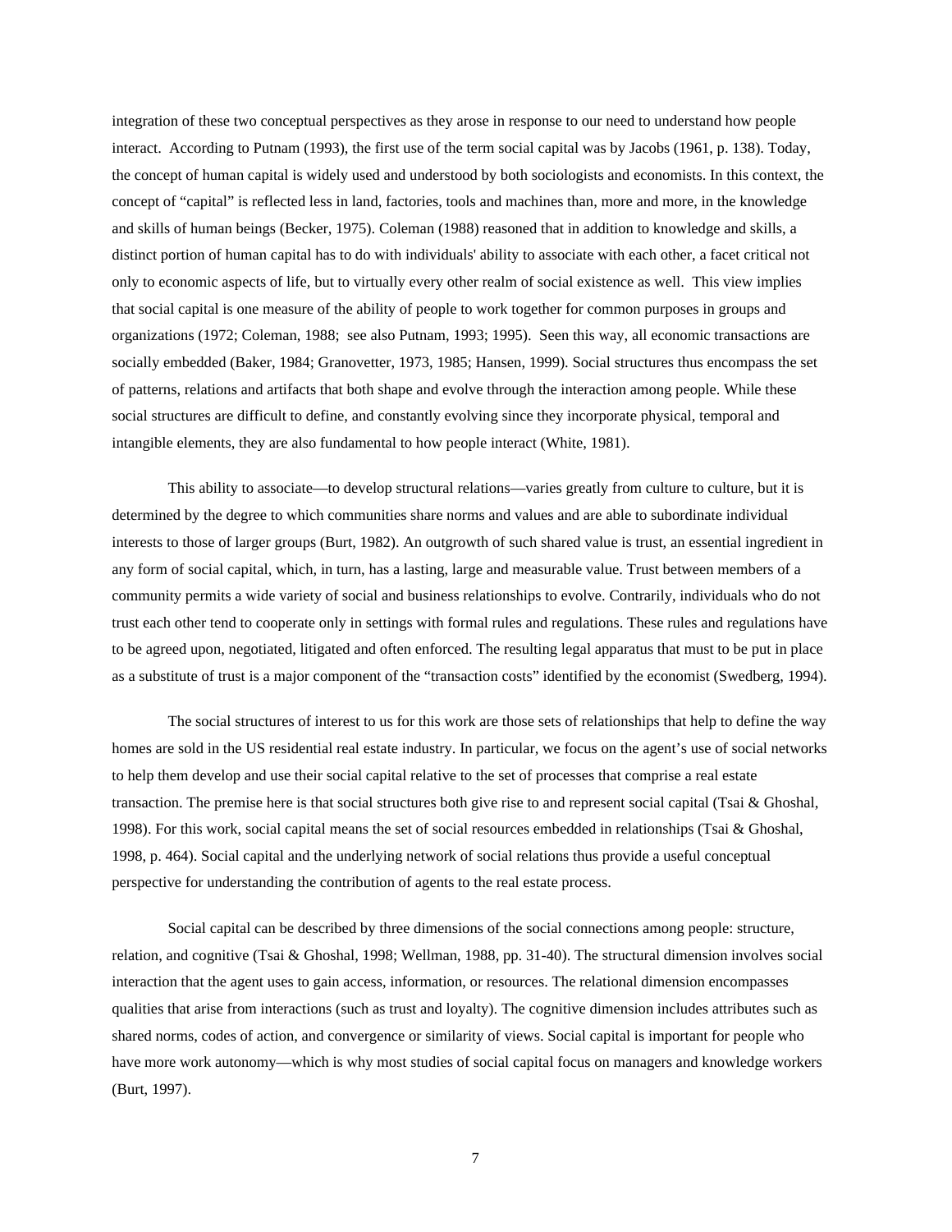integration of these two conceptual perspectives as they arose in response to our need to understand how people interact. According to Putnam (1993), the first use of the term social capital was by Jacobs (1961, p. 138). Today, the concept of human capital is widely used and understood by both sociologists and economists. In this context, the concept of "capital" is reflected less in land, factories, tools and machines than, more and more, in the knowledge and skills of human beings (Becker, 1975). Coleman (1988) reasoned that in addition to knowledge and skills, a distinct portion of human capital has to do with individuals' ability to associate with each other, a facet critical not only to economic aspects of life, but to virtually every other realm of social existence as well. This view implies that social capital is one measure of the ability of people to work together for common purposes in groups and organizations (1972; Coleman, 1988; see also Putnam, 1993; 1995). Seen this way, all economic transactions are socially embedded (Baker, 1984; Granovetter, 1973, 1985; Hansen, 1999). Social structures thus encompass the set of patterns, relations and artifacts that both shape and evolve through the interaction among people. While these social structures are difficult to define, and constantly evolving since they incorporate physical, temporal and intangible elements, they are also fundamental to how people interact (White, 1981).

This ability to associate—to develop structural relations—varies greatly from culture to culture, but it is determined by the degree to which communities share norms and values and are able to subordinate individual interests to those of larger groups (Burt, 1982). An outgrowth of such shared value is trust, an essential ingredient in any form of social capital, which, in turn, has a lasting, large and measurable value. Trust between members of a community permits a wide variety of social and business relationships to evolve. Contrarily, individuals who do not trust each other tend to cooperate only in settings with formal rules and regulations. These rules and regulations have to be agreed upon, negotiated, litigated and often enforced. The resulting legal apparatus that must to be put in place as a substitute of trust is a major component of the "transaction costs" identified by the economist (Swedberg, 1994).

The social structures of interest to us for this work are those sets of relationships that help to define the way homes are sold in the US residential real estate industry. In particular, we focus on the agent's use of social networks to help them develop and use their social capital relative to the set of processes that comprise a real estate transaction. The premise here is that social structures both give rise to and represent social capital (Tsai & Ghoshal, 1998). For this work, social capital means the set of social resources embedded in relationships (Tsai & Ghoshal, 1998, p. 464). Social capital and the underlying network of social relations thus provide a useful conceptual perspective for understanding the contribution of agents to the real estate process.

Social capital can be described by three dimensions of the social connections among people: structure, relation, and cognitive (Tsai & Ghoshal, 1998; Wellman, 1988, pp. 31-40). The structural dimension involves social interaction that the agent uses to gain access, information, or resources. The relational dimension encompasses qualities that arise from interactions (such as trust and loyalty). The cognitive dimension includes attributes such as shared norms, codes of action, and convergence or similarity of views. Social capital is important for people who have more work autonomy—which is why most studies of social capital focus on managers and knowledge workers (Burt, 1997).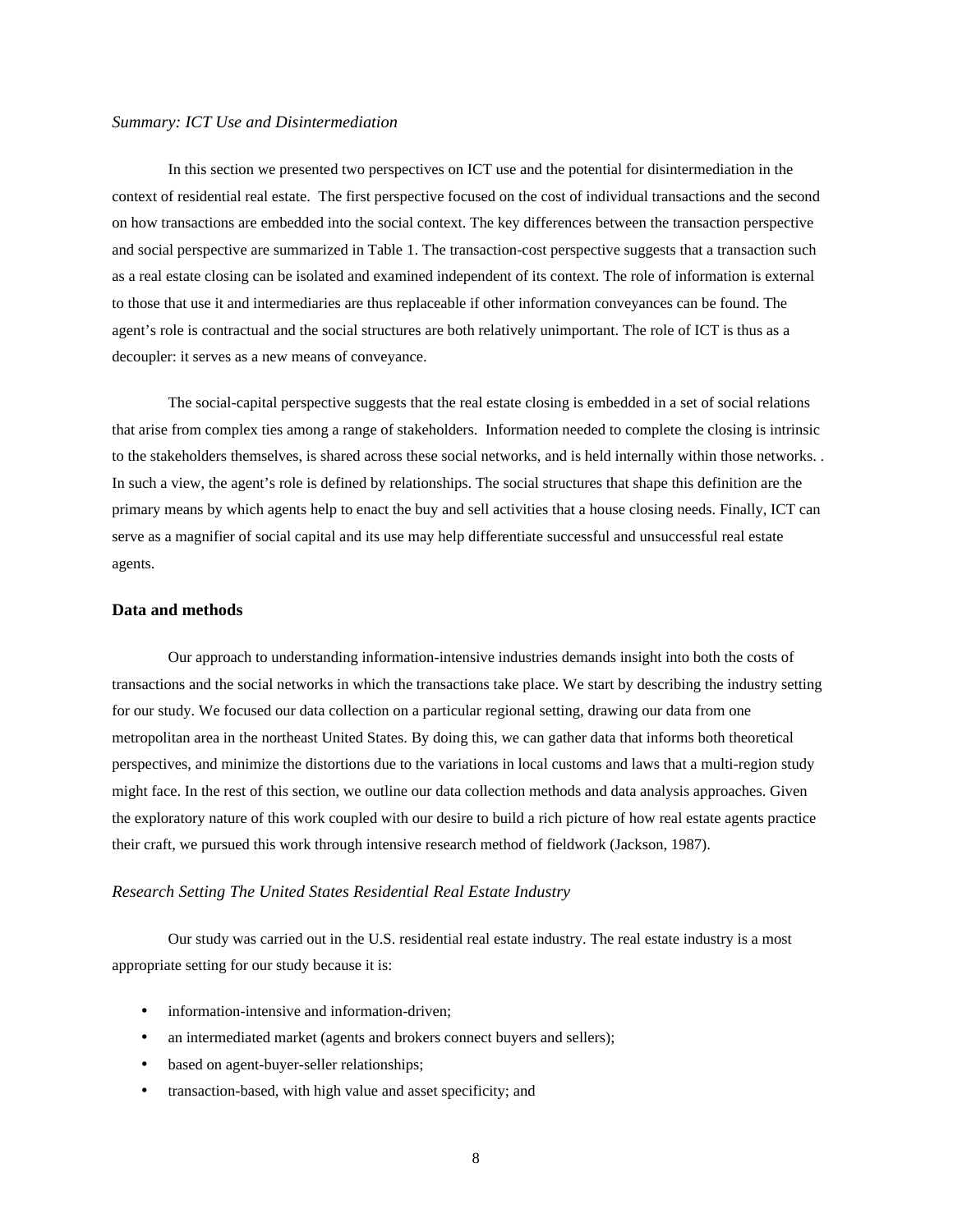*Summary: ICT Use and Disintermediation*

In this section we presented two perspectives on ICT use and the potential for disintermediation in the context of residential real estate. The first perspective focused on the cost of individual transactions and the second on how transactions are embedded into the social context. The key differences between the transaction perspective and social perspective are summarized in Table 1. The transaction-cost perspective suggests that a transaction such as a real estate closing can be isolated and examined independent of its context. The role of information is external to those that use it and intermediaries are thus replaceable if other information conveyances can be found. The agent's role is contractual and the social structures are both relatively unimportant. The role of ICT is thus as a decoupler: it serves as a new means of conveyance.

The social-capital perspective suggests that the real estate closing is embedded in a set of social relations that arise from complex ties among a range of stakeholders. Information needed to complete the closing is intrinsic to the stakeholders themselves, is shared across these social networks, and is held internally within those networks. . In such a view, the agent's role is defined by relationships. The social structures that shape this definition are the primary means by which agents help to enact the buy and sell activities that a house closing needs. Finally, ICT can serve as a magnifier of social capital and its use may help differentiate successful and unsuccessful real estate agents.

## Data and methods

Our approach to understanding information-intensive industries demands insight into both the costs of transactions and the social networks in which the transactions take place. We start by describing the industry setting for our study. We focused our data collection on a particular regional setting, drawing our data from one metropolitan area in the northeast United States. By doing this, we can gather data that informs both theoretical perspectives, and minimize the distortions due to the variations in local customs and laws that a multi-region study might face. In the rest of this section, we outline our data collection methods and data analysis approaches. Given the exploratory nature of this work coupled with our desire to build a rich picture of how real estate agents practice their craft, we pursued this work through intensive research method of fieldwork (Jackson, 1987).

*Research Setting The United States Residential Real Estate Industry*

Our study was carried out in the U.S. residential real estate industry. The real estate industry is a most appropriate setting for our study because it is:

- information-intensive and information-driven;
- an intermediated market (agents and brokers connect buyers and sellers);
- based on agent-buyer-seller relationships;
- transaction-based, with high value and asset specificity; and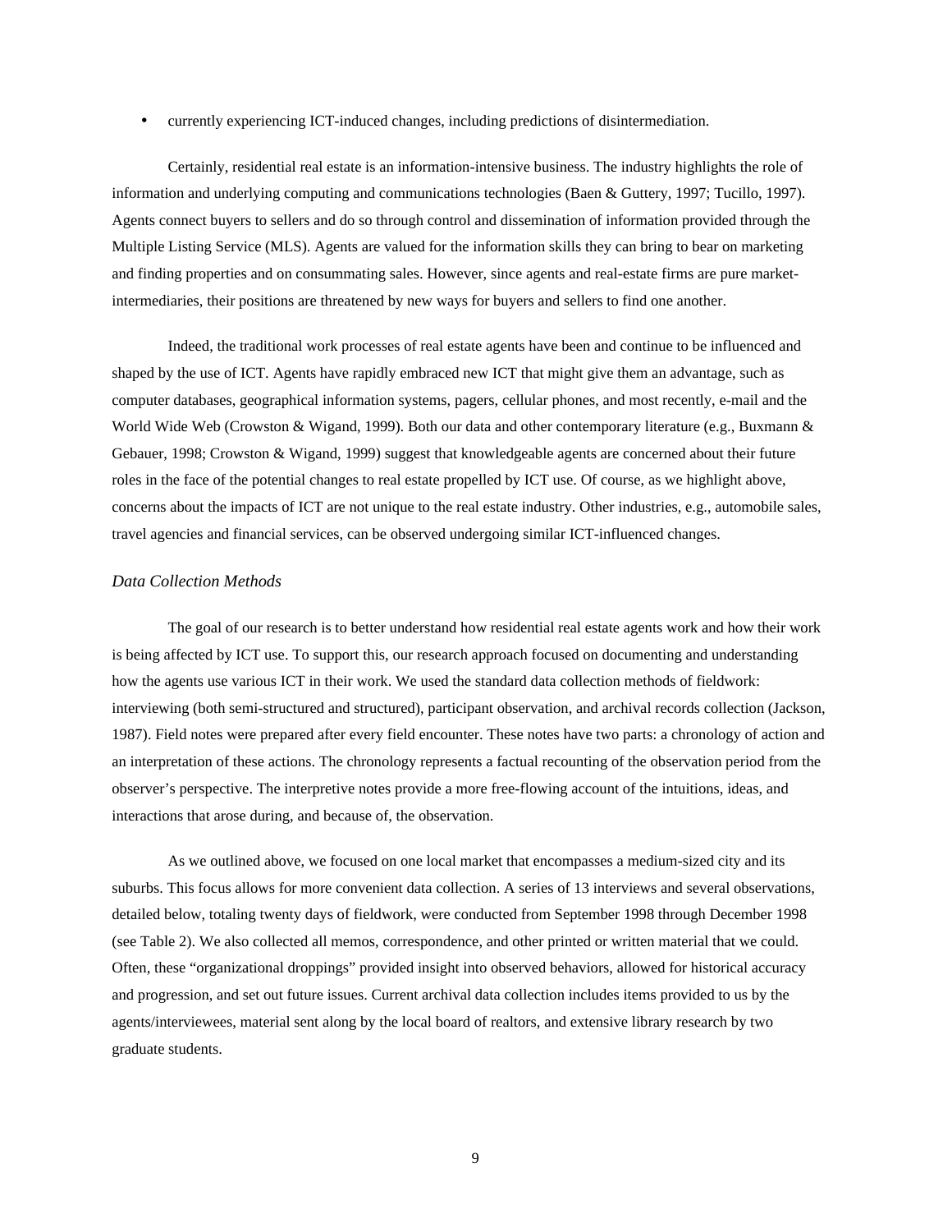- currently experiencing ICT-induced changes, including predictions of disintermediation.

Certainly, residential real estate is an information-intensive business. The industry highlights the role of information and underlying computing and communications technologies (Baen & Guttery, 1997; Tucillo, 1997). Agents connect buyers to sellers and do so through control and dissemination of information provided through the Multiple Listing Service (MLS). Agents are valued for the information skills they can bring to bear on marketing and finding properties and on consummating sales. However, since agents and real-estate firms are pure market-intermediaries, their positions are threatened by new ways for buyers and sellers to find one another.

Indeed, the traditional work processes of real estate agents have been and continue to be influenced and shaped by the use of ICT. Agents have rapidly embraced new ICT that might give them an advantage, such as computer databases, geographical information systems, pagers, cellular phones, and most recently, e-mail and the World Wide Web (Crowston & Wigand, 1999). Both our data and other contemporary literature (e.g., Buxmann & Gebauer, 1998; Crowston & Wigand, 1999) suggest that knowledgeable agents are concerned about their future roles in the face of the potential changes to real estate propelled by ICT use. Of course, as we highlight above, concerns about the impacts of ICT are not unique to the real estate industry. Other industries, e.g., automobile sales, travel agencies and financial services, can be observed undergoing similar ICT-influenced changes.

### *Data Collection Methods*

The goal of our research is to better understand how residential real estate agents work and how their work is being affected by ICT use. To support this, our research approach focused on documenting and understanding how the agents use various ICT in their work. We used the standard data collection methods of fieldwork: interviewing (both semi-structured and structured), participant observation, and archival records collection (Jackson, 1987). Field notes were prepared after every field encounter. These notes have two parts: a chronology of action and an interpretation of these actions. The chronology represents a factual recounting of the observation period from the observer's perspective. The interpretive notes provide a more free-flowing account of the intuitions, ideas, and interactions that arose during, and because of, the observation.

As we outlined above, we focused on one local market that encompasses a medium-sized city and its suburbs. This focus allows for more convenient data collection. A series of 13 interviews and several observations, detailed below, totaling twenty days of fieldwork, were conducted from September 1998 through December 1998 (see Table 2). We also collected all memos, correspondence, and other printed or written material that we could. Often, these "organizational droppings" provided insight into observed behaviors, allowed for historical accuracy and progression, and set out future issues. Current archival data collection includes items provided to us by the agents/interviewees, material sent along by the local board of realtors, and extensive library research by two graduate students.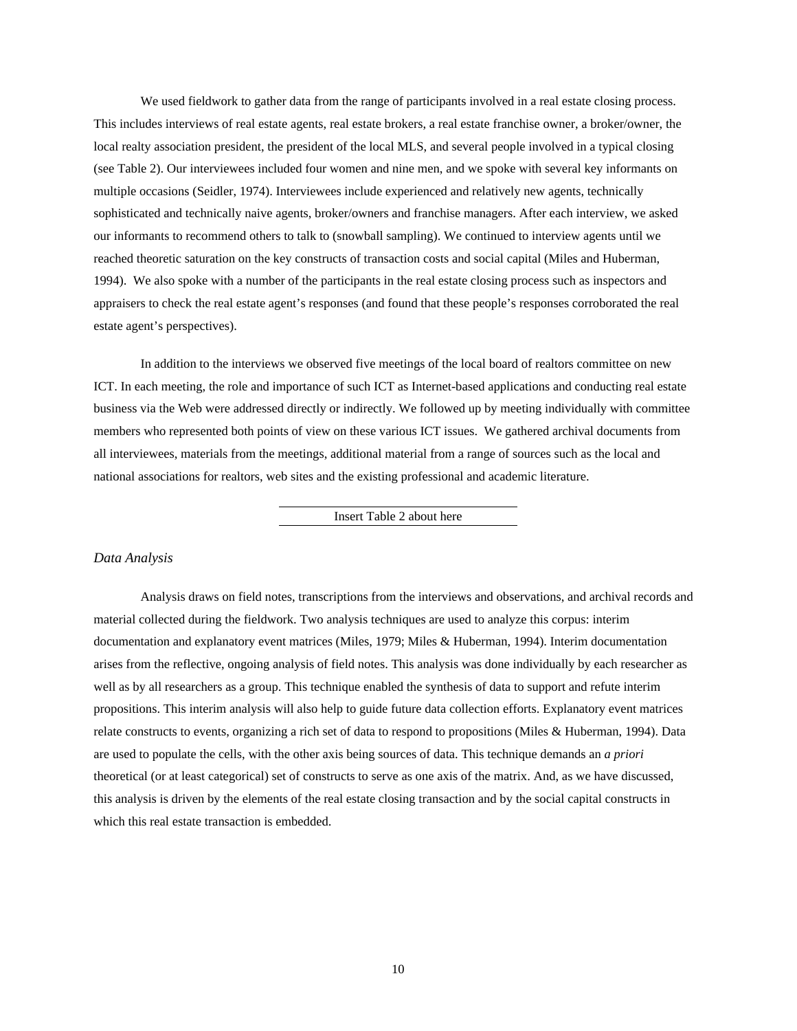We used fieldwork to gather data from the range of participants involved in a real estate closing process. This includes interviews of real estate agents, real estate brokers, a real estate franchise owner, a broker/owner, the local realty association president, the president of the local MLS, and several people involved in a typical closing (see Table 2). Our interviewees included four women and nine men, and we spoke with several key informants on multiple occasions (Seidler, 1974). Interviewees include experienced and relatively new agents, technically sophisticated and technically naive agents, broker/owners and franchise managers. After each interview, we asked our informants to recommend others to talk to (snowball sampling). We continued to interview agents until we reached theoretic saturation on the key constructs of transaction costs and social capital (Miles and Huberman, 1994). We also spoke with a number of the participants in the real estate closing process such as inspectors and appraisers to check the real estate agent's responses (and found that these people's responses corroborated the real estate agent's perspectives).

In addition to the interviews we observed five meetings of the local board of realtors committee on new ICT. In each meeting, the role and importance of such ICT as Internet-based applications and conducting real estate business via the Web were addressed directly or indirectly. We followed up by meeting individually with committee members who represented both points of view on these various ICT issues. We gathered archival documents from all interviewees, materials from the meetings, additional material from a range of sources such as the local and national associations for realtors, web sites and the existing professional and academic literature.

Insert Table 2 about here

### *Data Analysis*

Analysis draws on field notes, transcriptions from the interviews and observations, and archival records and material collected during the fieldwork. Two analysis techniques are used to analyze this corpus: interim documentation and explanatory event matrices (Miles, 1979; Miles & Huberman, 1994). Interim documentation arises from the reflective, ongoing analysis of field notes. This analysis was done individually by each researcher as well as by all researchers as a group. This technique enabled the synthesis of data to support and refute interim propositions. This interim analysis will also help to guide future data collection efforts. Explanatory event matrices relate constructs to events, organizing a rich set of data to respond to propositions (Miles & Huberman, 1994). Data are used to populate the cells, with the other axis being sources of data. This technique demands an *a priori* theoretical (or at least categorical) set of constructs to serve as one axis of the matrix. And, as we have discussed, this analysis is driven by the elements of the real estate closing transaction and by the social capital constructs in which this real estate transaction is embedded.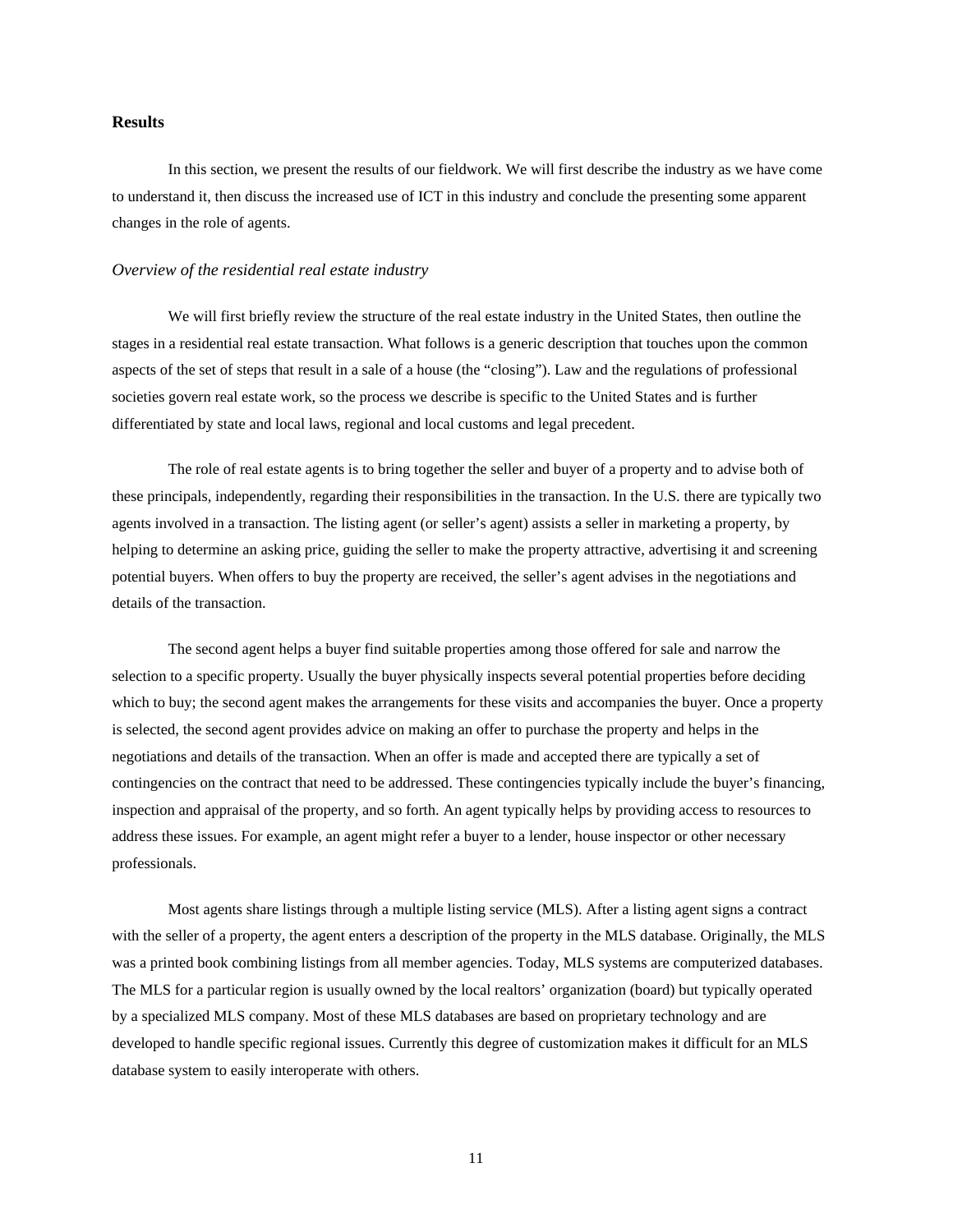## Results

In this section, we present the results of our fieldwork. We will first describe the industry as we have come to understand it, then discuss the increased use of ICT in this industry and conclude the presenting some apparent changes in the role of agents.

### *Overview of the residential real estate industry*

We will first briefly review the structure of the real estate industry in the United States, then outline the stages in a residential real estate transaction. What follows is a generic description that touches upon the common aspects of the set of steps that result in a sale of a house (the "closing"). Law and the regulations of professional societies govern real estate work, so the process we describe is specific to the United States and is further differentiated by state and local laws, regional and local customs and legal precedent.

The role of real estate agents is to bring together the seller and buyer of a property and to advise both of these principals, independently, regarding their responsibilities in the transaction. In the U.S. there are typically two agents involved in a transaction. The listing agent (or seller's agent) assists a seller in marketing a property, by helping to determine an asking price, guiding the seller to make the property attractive, advertising it and screening potential buyers. When offers to buy the property are received, the seller's agent advises in the negotiations and details of the transaction.

The second agent helps a buyer find suitable properties among those offered for sale and narrow the selection to a specific property. Usually the buyer physically inspects several potential properties before deciding which to buy; the second agent makes the arrangements for these visits and accompanies the buyer. Once a property is selected, the second agent provides advice on making an offer to purchase the property and helps in the negotiations and details of the transaction. When an offer is made and accepted there are typically a set of contingencies on the contract that need to be addressed. These contingencies typically include the buyer's financing, inspection and appraisal of the property, and so forth. An agent typically helps by providing access to resources to address these issues. For example, an agent might refer a buyer to a lender, house inspector or other necessary professionals.

Most agents share listings through a multiple listing service (MLS). After a listing agent signs a contract with the seller of a property, the agent enters a description of the property in the MLS database. Originally, the MLS was a printed book combining listings from all member agencies. Today, MLS systems are computerized databases. The MLS for a particular region is usually owned by the local realtors' organization (board) but typically operated by a specialized MLS company. Most of these MLS databases are based on proprietary technology and are developed to handle specific regional issues. Currently this degree of customization makes it difficult for an MLS database system to easily interoperate with others.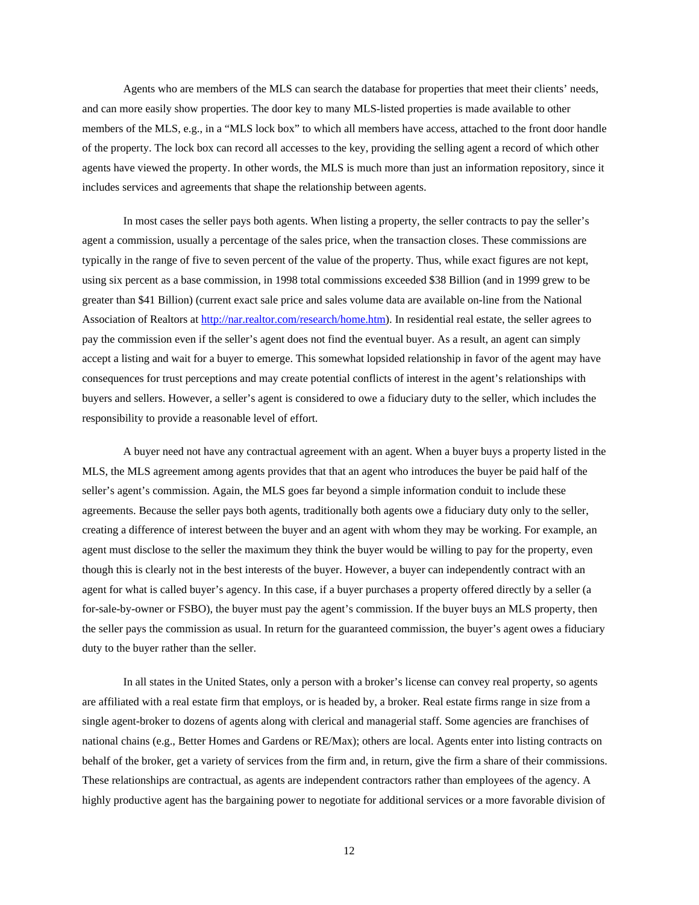Agents who are members of the MLS can search the database for properties that meet their clients' needs, and can more easily show properties. The door key to many MLS-listed properties is made available to other members of the MLS, e.g., in a "MLS lock box" to which all members have access, attached to the front door handle of the property. The lock box can record all accesses to the key, providing the selling agent a record of which other agents have viewed the property. In other words, the MLS is much more than just an information repository, since it includes services and agreements that shape the relationship between agents.

In most cases the seller pays both agents. When listing a property, the seller contracts to pay the seller's agent a commission, usually a percentage of the sales price, when the transaction closes. These commissions are typically in the range of five to seven percent of the value of the property. Thus, while exact figures are not kept, using six percent as a base commission, in 1998 total commissions exceeded $38 Billion (and in 1999 grew to be greater than $41 Billion) (current exact sale price and sales volume data are available on-line from the National Association of Realtors at http://nar.realtor.com/research/home.htm). In residential real estate, the seller agrees to pay the commission even if the seller's agent does not find the eventual buyer. As a result, an agent can simply accept a listing and wait for a buyer to emerge. This somewhat lopsided relationship in favor of the agent may have consequences for trust perceptions and may create potential conflicts of interest in the agent's relationships with buyers and sellers. However, a seller's agent is considered to owe a fiduciary duty to the seller, which includes the responsibility to provide a reasonable level of effort.

A buyer need not have any contractual agreement with an agent. When a buyer buys a property listed in the MLS, the MLS agreement among agents provides that that an agent who introduces the buyer be paid half of the seller's agent's commission. Again, the MLS goes far beyond a simple information conduit to include these agreements. Because the seller pays both agents, traditionally both agents owe a fiduciary duty only to the seller, creating a difference of interest between the buyer and an agent with whom they may be working. For example, an agent must disclose to the seller the maximum they think the buyer would be willing to pay for the property, even though this is clearly not in the best interests of the buyer. However, a buyer can independently contract with an agent for what is called buyer's agency. In this case, if a buyer purchases a property offered directly by a seller (a for-sale-by-owner or FSBO), the buyer must pay the agent's commission. If the buyer buys an MLS property, then the seller pays the commission as usual. In return for the guaranteed commission, the buyer's agent owes a fiduciary duty to the buyer rather than the seller.

In all states in the United States, only a person with a broker's license can convey real property, so agents are affiliated with a real estate firm that employs, or is headed by, a broker. Real estate firms range in size from a single agent-broker to dozens of agents along with clerical and managerial staff. Some agencies are franchises of national chains (e.g., Better Homes and Gardens or RE/Max); others are local. Agents enter into listing contracts on behalf of the broker, get a variety of services from the firm and, in return, give the firm a share of their commissions. These relationships are contractual, as agents are independent contractors rather than employees of the agency. A highly productive agent has the bargaining power to negotiate for additional services or a more favorable division of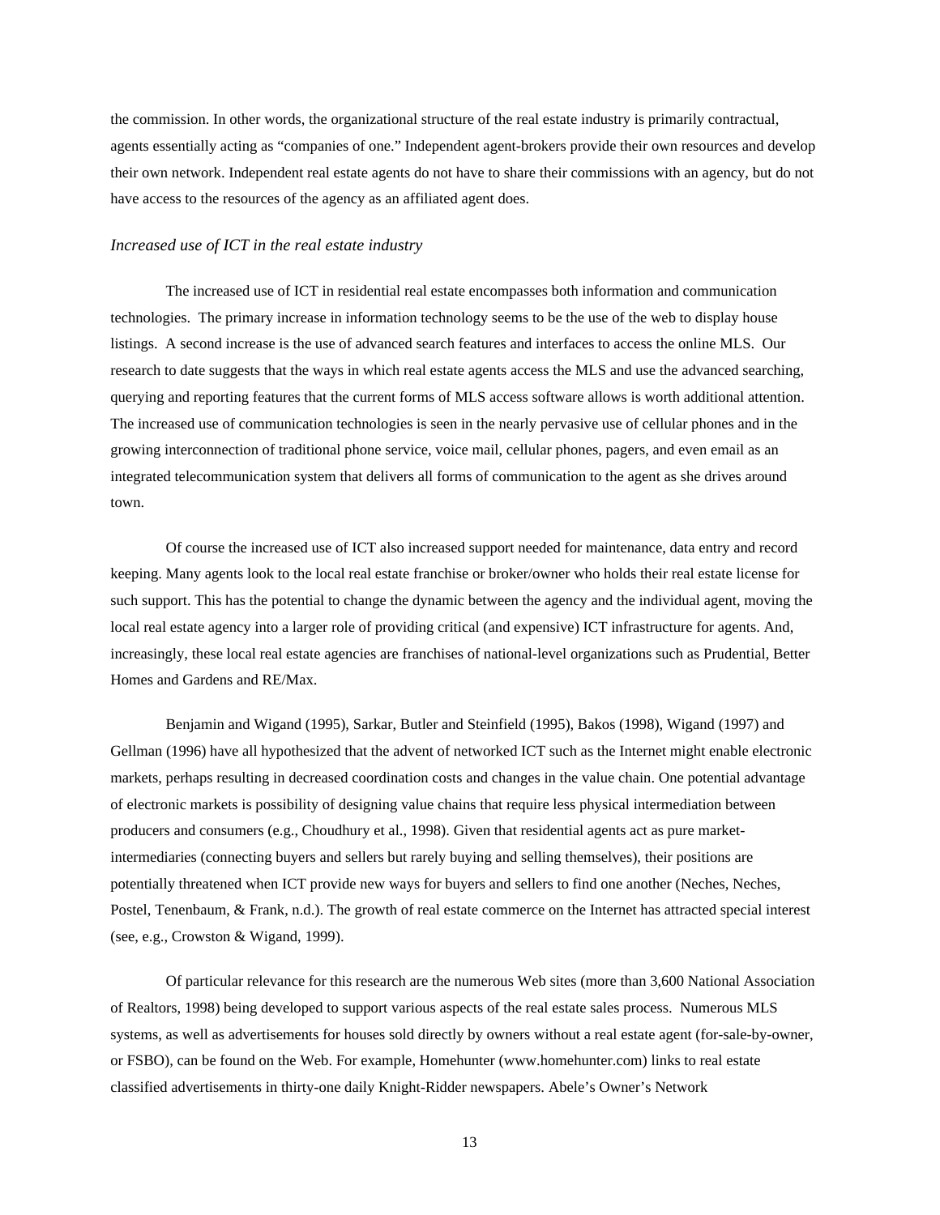the commission. In other words, the organizational structure of the real estate industry is primarily contractual, agents essentially acting as "companies of one." Independent agent-brokers provide their own resources and develop their own network. Independent real estate agents do not have to share their commissions with an agency, but do not have access to the resources of the agency as an affiliated agent does.

### *Increased use of ICT in the real estate industry*

The increased use of ICT in residential real estate encompasses both information and communication technologies. The primary increase in information technology seems to be the use of the web to display house listings. A second increase is the use of advanced search features and interfaces to access the online MLS. Our research to date suggests that the ways in which real estate agents access the MLS and use the advanced searching, querying and reporting features that the current forms of MLS access software allows is worth additional attention. The increased use of communication technologies is seen in the nearly pervasive use of cellular phones and in the growing interconnection of traditional phone service, voice mail, cellular phones, pagers, and even email as an integrated telecommunication system that delivers all forms of communication to the agent as she drives around town.

Of course the increased use of ICT also increased support needed for maintenance, data entry and record keeping. Many agents look to the local real estate franchise or broker/owner who holds their real estate license for such support. This has the potential to change the dynamic between the agency and the individual agent, moving the local real estate agency into a larger role of providing critical (and expensive) ICT infrastructure for agents. And, increasingly, these local real estate agencies are franchises of national-level organizations such as Prudential, Better Homes and Gardens and RE/Max.

Benjamin and Wigand (1995), Sarkar, Butler and Steinfield (1995), Bakos (1998), Wigand (1997) and Gellman (1996) have all hypothesized that the advent of networked ICT such as the Internet might enable electronic markets, perhaps resulting in decreased coordination costs and changes in the value chain. One potential advantage of electronic markets is possibility of designing value chains that require less physical intermediation between producers and consumers (e.g., Choudhury et al., 1998). Given that residential agents act as pure market-intermediaries (connecting buyers and sellers but rarely buying and selling themselves), their positions are potentially threatened when ICT provide new ways for buyers and sellers to find one another (Neches, Neches, Postel, Tenenbaum, & Frank, n.d.). The growth of real estate commerce on the Internet has attracted special interest (see, e.g., Crowston & Wigand, 1999).

Of particular relevance for this research are the numerous Web sites (more than 3,600 National Association of Realtors, 1998) being developed to support various aspects of the real estate sales process. Numerous MLS systems, as well as advertisements for houses sold directly by owners without a real estate agent (for-sale-by-owner, or FSBO), can be found on the Web. For example, Homehunter (www.homehunter.com) links to real estate classified advertisements in thirty-one daily Knight-Ridder newspapers. Abele's Owner's Network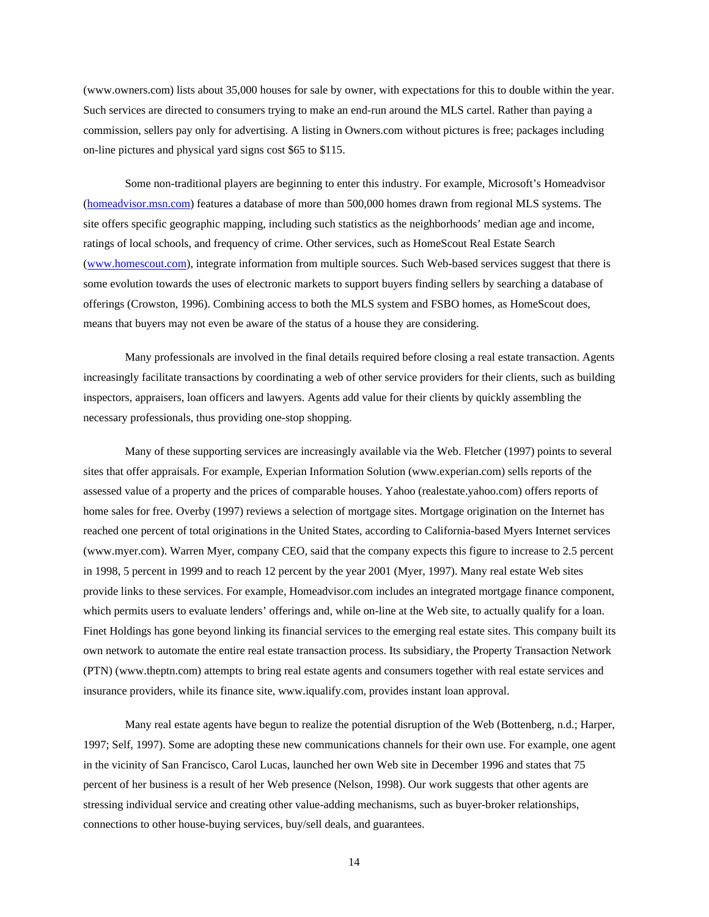(www.owners.com) lists about 35,000 houses for sale by owner, with expectations for this to double within the year. Such services are directed to consumers trying to make an end-run around the MLS cartel. Rather than paying a commission, sellers pay only for advertising. A listing in Owners.com without pictures is free; packages including on-line pictures and physical yard signs cost $65 to $115.

Some non-traditional players are beginning to enter this industry. For example, Microsoft's Homeadvisor (homeadvisor.msn.com) features a database of more than 500,000 homes drawn from regional MLS systems. The site offers specific geographic mapping, including such statistics as the neighborhoods' median age and income, ratings of local schools, and frequency of crime. Other services, such as HomeScout Real Estate Search (www.homescout.com), integrate information from multiple sources. Such Web-based services suggest that there is some evolution towards the uses of electronic markets to support buyers finding sellers by searching a database of offerings (Crowston, 1996). Combining access to both the MLS system and FSBO homes, as HomeScout does, means that buyers may not even be aware of the status of a house they are considering.

Many professionals are involved in the final details required before closing a real estate transaction. Agents increasingly facilitate transactions by coordinating a web of other service providers for their clients, such as building inspectors, appraisers, loan officers and lawyers. Agents add value for their clients by quickly assembling the necessary professionals, thus providing one-stop shopping.

Many of these supporting services are increasingly available via the Web. Fletcher (1997) points to several sites that offer appraisals. For example, Experian Information Solution (www.experian.com) sells reports of the assessed value of a property and the prices of comparable houses. Yahoo (realestate.yahoo.com) offers reports of home sales for free. Overby (1997) reviews a selection of mortgage sites. Mortgage origination on the Internet has reached one percent of total originations in the United States, according to California-based Myers Internet services (www.myer.com). Warren Myer, company CEO, said that the company expects this figure to increase to 2.5 percent in 1998, 5 percent in 1999 and to reach 12 percent by the year 2001 (Myer, 1997). Many real estate Web sites provide links to these services. For example, Homeadvisor.com includes an integrated mortgage finance component, which permits users to evaluate lenders' offerings and, while on-line at the Web site, to actually qualify for a loan. Finet Holdings has gone beyond linking its financial services to the emerging real estate sites. This company built its own network to automate the entire real estate transaction process. Its subsidiary, the Property Transaction Network (PTN) (www.theptn.com) attempts to bring real estate agents and consumers together with real estate services and insurance providers, while its finance site, www.iqualify.com, provides instant loan approval.

Many real estate agents have begun to realize the potential disruption of the Web (Bottenberg, n.d.; Harper, 1997; Self, 1997). Some are adopting these new communications channels for their own use. For example, one agent in the vicinity of San Francisco, Carol Lucas, launched her own Web site in December 1996 and states that 75 percent of her business is a result of her Web presence (Nelson, 1998). Our work suggests that other agents are stressing individual service and creating other value-adding mechanisms, such as buyer-broker relationships, connections to other house-buying services, buy/sell deals, and guarantees.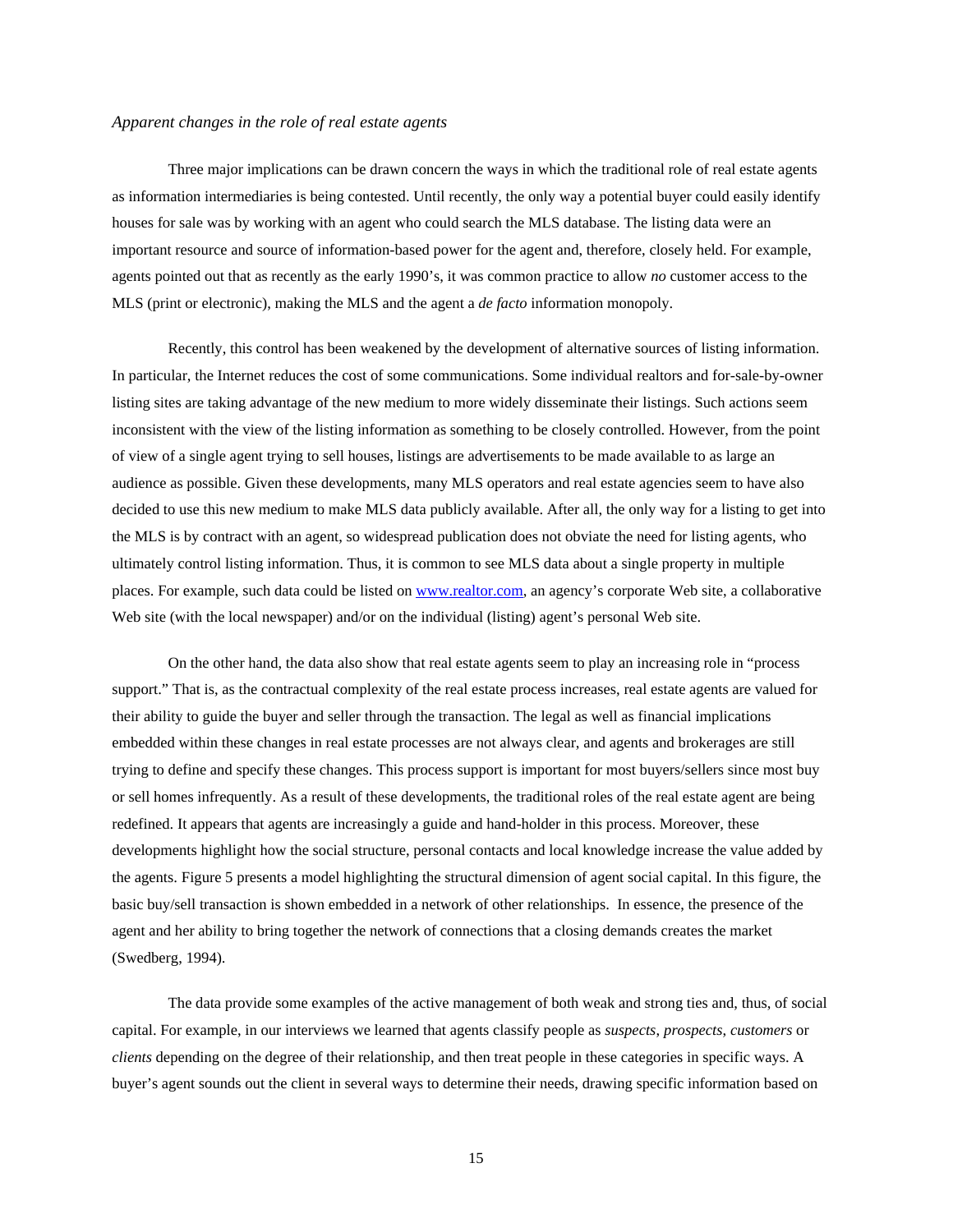*Apparent changes in the role of real estate agents*

Three major implications can be drawn concern the ways in which the traditional role of real estate agents as information intermediaries is being contested. Until recently, the only way a potential buyer could easily identify houses for sale was by working with an agent who could search the MLS database. The listing data were an important resource and source of information-based power for the agent and, therefore, closely held. For example, agents pointed out that as recently as the early 1990's, it was common practice to allow *no* customer access to the MLS (print or electronic), making the MLS and the agent a *de facto* information monopoly.

Recently, this control has been weakened by the development of alternative sources of listing information. In particular, the Internet reduces the cost of some communications. Some individual realtors and for-sale-by-owner listing sites are taking advantage of the new medium to more widely disseminate their listings. Such actions seem inconsistent with the view of the listing information as something to be closely controlled. However, from the point of view of a single agent trying to sell houses, listings are advertisements to be made available to as large an audience as possible. Given these developments, many MLS operators and real estate agencies seem to have also decided to use this new medium to make MLS data publicly available. After all, the only way for a listing to get into the MLS is by contract with an agent, so widespread publication does not obviate the need for listing agents, who ultimately control listing information. Thus, it is common to see MLS data about a single property in multiple places. For example, such data could be listed on www.realtor.com, an agency's corporate Web site, a collaborative Web site (with the local newspaper) and/or on the individual (listing) agent's personal Web site.

On the other hand, the data also show that real estate agents seem to play an increasing role in "process support." That is, as the contractual complexity of the real estate process increases, real estate agents are valued for their ability to guide the buyer and seller through the transaction. The legal as well as financial implications embedded within these changes in real estate processes are not always clear, and agents and brokerages are still trying to define and specify these changes. This process support is important for most buyers/sellers since most buy or sell homes infrequently. As a result of these developments, the traditional roles of the real estate agent are being redefined. It appears that agents are increasingly a guide and hand-holder in this process. Moreover, these developments highlight how the social structure, personal contacts and local knowledge increase the value added by the agents. Figure 5 presents a model highlighting the structural dimension of agent social capital. In this figure, the basic buy/sell transaction is shown embedded in a network of other relationships. In essence, the presence of the agent and her ability to bring together the network of connections that a closing demands creates the market (Swedberg, 1994).

The data provide some examples of the active management of both weak and strong ties and, thus, of social capital. For example, in our interviews we learned that agents classify people as *suspects*, *prospects*, *customers* or *clients* depending on the degree of their relationship, and then treat people in these categories in specific ways. A buyer's agent sounds out the client in several ways to determine their needs, drawing specific information based on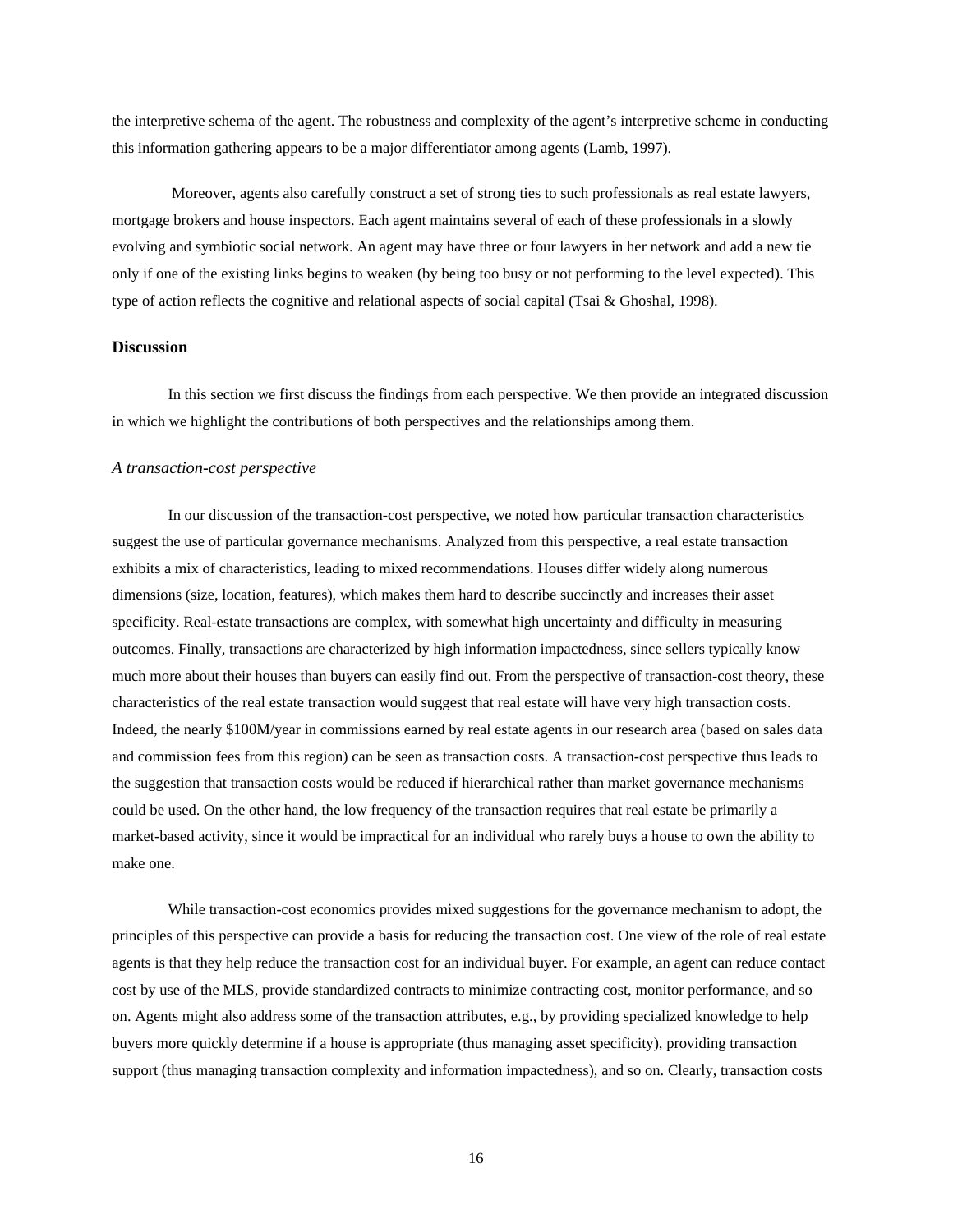the interpretive schema of the agent. The robustness and complexity of the agent's interpretive scheme in conducting this information gathering appears to be a major differentiator among agents (Lamb, 1997).

Moreover, agents also carefully construct a set of strong ties to such professionals as real estate lawyers, mortgage brokers and house inspectors. Each agent maintains several of each of these professionals in a slowly evolving and symbiotic social network. An agent may have three or four lawyers in her network and add a new tie only if one of the existing links begins to weaken (by being too busy or not performing to the level expected). This type of action reflects the cognitive and relational aspects of social capital (Tsai & Ghoshal, 1998).

## Discussion

In this section we first discuss the findings from each perspective. We then provide an integrated discussion in which we highlight the contributions of both perspectives and the relationships among them.

### *A transaction-cost perspective*

In our discussion of the transaction-cost perspective, we noted how particular transaction characteristics suggest the use of particular governance mechanisms. Analyzed from this perspective, a real estate transaction exhibits a mix of characteristics, leading to mixed recommendations. Houses differ widely along numerous dimensions (size, location, features), which makes them hard to describe succinctly and increases their asset specificity. Real-estate transactions are complex, with somewhat high uncertainty and difficulty in measuring outcomes. Finally, transactions are characterized by high information impactedness, since sellers typically know much more about their houses than buyers can easily find out. From the perspective of transaction-cost theory, these characteristics of the real estate transaction would suggest that real estate will have very high transaction costs. Indeed, the nearly $100M/year in commissions earned by real estate agents in our research area (based on sales data and commission fees from this region) can be seen as transaction costs. A transaction-cost perspective thus leads to the suggestion that transaction costs would be reduced if hierarchical rather than market governance mechanisms could be used. On the other hand, the low frequency of the transaction requires that real estate be primarily a market-based activity, since it would be impractical for an individual who rarely buys a house to own the ability to make one.

While transaction-cost economics provides mixed suggestions for the governance mechanism to adopt, the principles of this perspective can provide a basis for reducing the transaction cost. One view of the role of real estate agents is that they help reduce the transaction cost for an individual buyer. For example, an agent can reduce contact cost by use of the MLS, provide standardized contracts to minimize contracting cost, monitor performance, and so on. Agents might also address some of the transaction attributes, e.g., by providing specialized knowledge to help buyers more quickly determine if a house is appropriate (thus managing asset specificity), providing transaction support (thus managing transaction complexity and information impactedness), and so on. Clearly, transaction costs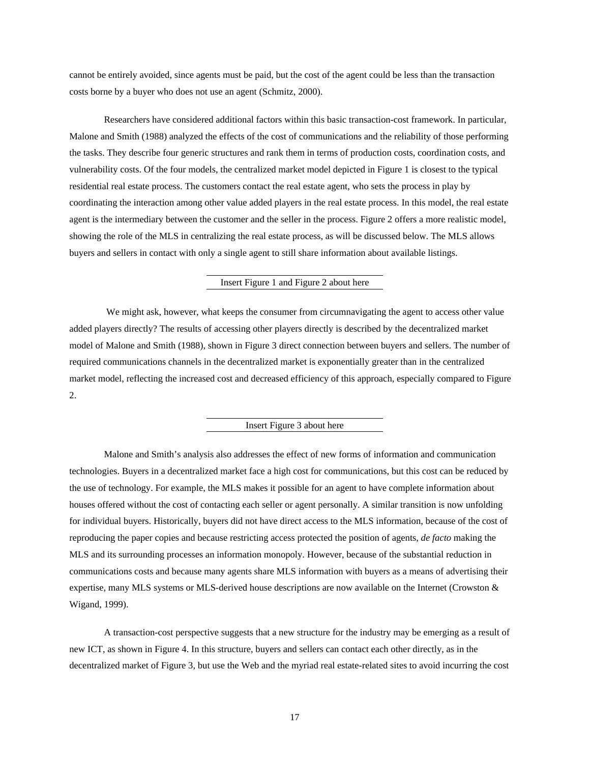cannot be entirely avoided, since agents must be paid, but the cost of the agent could be less than the transaction costs borne by a buyer who does not use an agent (Schmitz, 2000).

Researchers have considered additional factors within this basic transaction-cost framework. In particular, Malone and Smith (1988) analyzed the effects of the cost of communications and the reliability of those performing the tasks. They describe four generic structures and rank them in terms of production costs, coordination costs, and vulnerability costs. Of the four models, the centralized market model depicted in Figure 1 is closest to the typical residential real estate process. The customers contact the real estate agent, who sets the process in play by coordinating the interaction among other value added players in the real estate process. In this model, the real estate agent is the intermediary between the customer and the seller in the process. Figure 2 offers a more realistic model, showing the role of the MLS in centralizing the real estate process, as will be discussed below. The MLS allows buyers and sellers in contact with only a single agent to still share information about available listings.

Insert Figure 1 and Figure 2 about here

We might ask, however, what keeps the consumer from circumnavigating the agent to access other value added players directly? The results of accessing other players directly is described by the decentralized market model of Malone and Smith (1988), shown in Figure 3 direct connection between buyers and sellers. The number of required communications channels in the decentralized market is exponentially greater than in the centralized market model, reflecting the increased cost and decreased efficiency of this approach, especially compared to Figure 2.

Insert Figure 3 about here

Malone and Smith's analysis also addresses the effect of new forms of information and communication technologies. Buyers in a decentralized market face a high cost for communications, but this cost can be reduced by the use of technology. For example, the MLS makes it possible for an agent to have complete information about houses offered without the cost of contacting each seller or agent personally. A similar transition is now unfolding for individual buyers. Historically, buyers did not have direct access to the MLS information, because of the cost of reproducing the paper copies and because restricting access protected the position of agents, *de facto* making the MLS and its surrounding processes an information monopoly. However, because of the substantial reduction in communications costs and because many agents share MLS information with buyers as a means of advertising their expertise, many MLS systems or MLS-derived house descriptions are now available on the Internet (Crowston & Wigand, 1999).

A transaction-cost perspective suggests that a new structure for the industry may be emerging as a result of new ICT, as shown in Figure 4. In this structure, buyers and sellers can contact each other directly, as in the decentralized market of Figure 3, but use the Web and the myriad real estate-related sites to avoid incurring the cost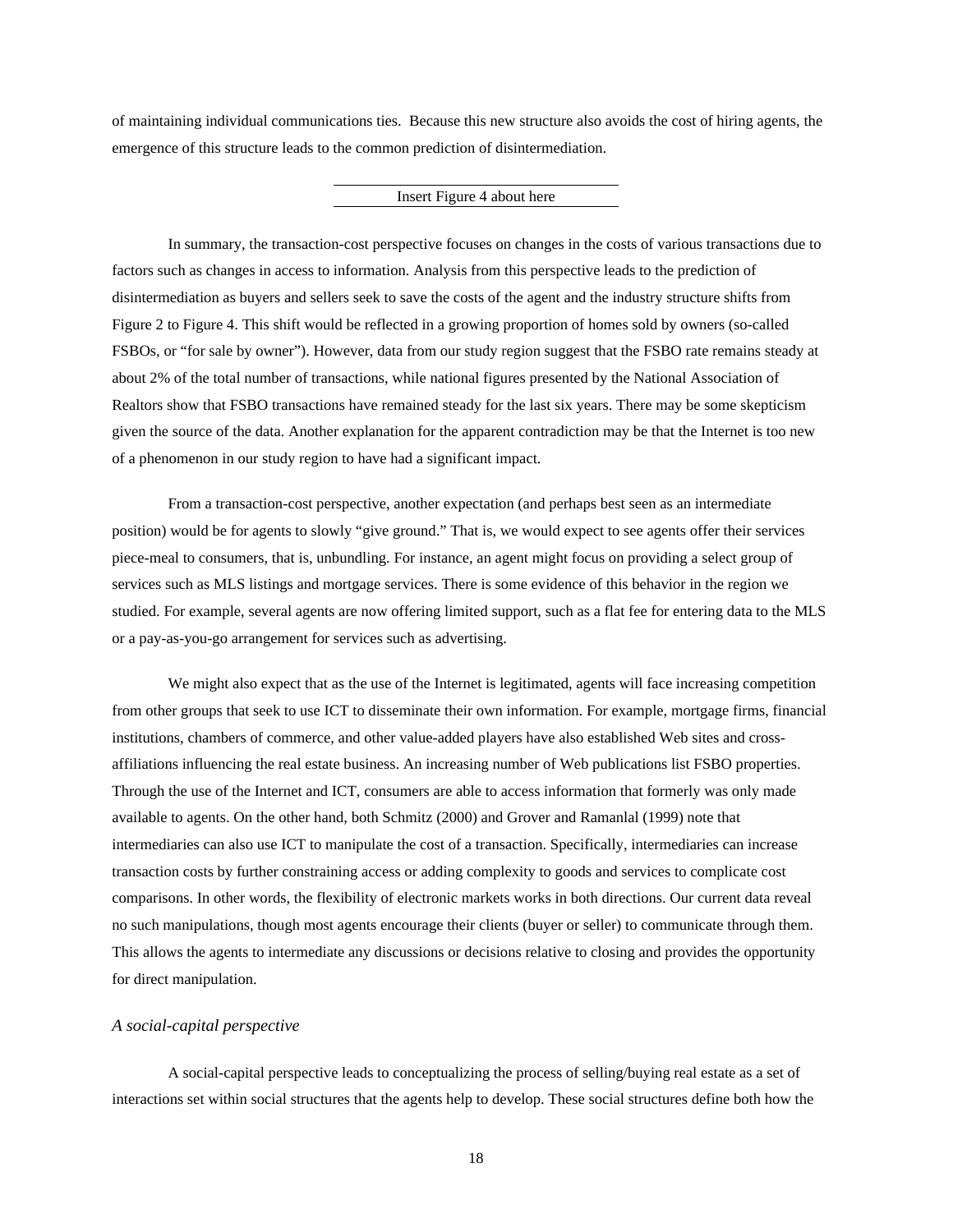of maintaining individual communications ties. Because this new structure also avoids the cost of hiring agents, the emergence of this structure leads to the common prediction of disintermediation.

Insert Figure 4 about here

In summary, the transaction-cost perspective focuses on changes in the costs of various transactions due to factors such as changes in access to information. Analysis from this perspective leads to the prediction of disintermediation as buyers and sellers seek to save the costs of the agent and the industry structure shifts from Figure 2 to Figure 4. This shift would be reflected in a growing proportion of homes sold by owners (so-called FSBOs, or "for sale by owner"). However, data from our study region suggest that the FSBO rate remains steady at about 2% of the total number of transactions, while national figures presented by the National Association of Realtors show that FSBO transactions have remained steady for the last six years. There may be some skepticism given the source of the data. Another explanation for the apparent contradiction may be that the Internet is too new of a phenomenon in our study region to have had a significant impact.

From a transaction-cost perspective, another expectation (and perhaps best seen as an intermediate position) would be for agents to slowly "give ground." That is, we would expect to see agents offer their services piece-meal to consumers, that is, unbundling. For instance, an agent might focus on providing a select group of services such as MLS listings and mortgage services. There is some evidence of this behavior in the region we studied. For example, several agents are now offering limited support, such as a flat fee for entering data to the MLS or a pay-as-you-go arrangement for services such as advertising.

We might also expect that as the use of the Internet is legitimated, agents will face increasing competition from other groups that seek to use ICT to disseminate their own information. For example, mortgage firms, financial institutions, chambers of commerce, and other value-added players have also established Web sites and cross-affiliations influencing the real estate business. An increasing number of Web publications list FSBO properties. Through the use of the Internet and ICT, consumers are able to access information that formerly was only made available to agents. On the other hand, both Schmitz (2000) and Grover and Ramanlal (1999) note that intermediaries can also use ICT to manipulate the cost of a transaction. Specifically, intermediaries can increase transaction costs by further constraining access or adding complexity to goods and services to complicate cost comparisons. In other words, the flexibility of electronic markets works in both directions. Our current data reveal no such manipulations, though most agents encourage their clients (buyer or seller) to communicate through them. This allows the agents to intermediate any discussions or decisions relative to closing and provides the opportunity for direct manipulation.

### *A social-capital perspective*

A social-capital perspective leads to conceptualizing the process of selling/buying real estate as a set of interactions set within social structures that the agents help to develop. These social structures define both how the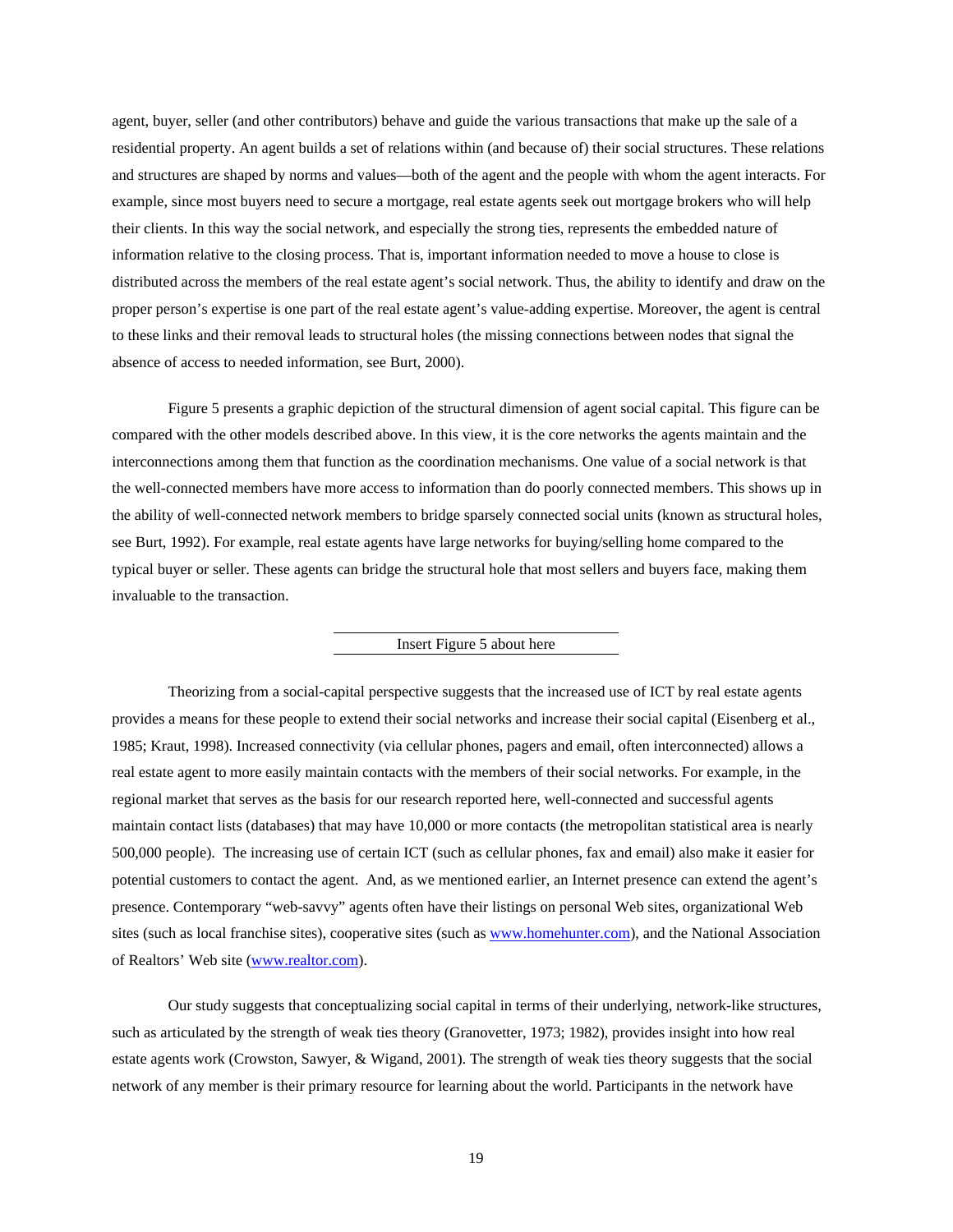agent, buyer, seller (and other contributors) behave and guide the various transactions that make up the sale of a residential property. An agent builds a set of relations within (and because of) their social structures. These relations and structures are shaped by norms and values—both of the agent and the people with whom the agent interacts. For example, since most buyers need to secure a mortgage, real estate agents seek out mortgage brokers who will help their clients. In this way the social network, and especially the strong ties, represents the embedded nature of information relative to the closing process. That is, important information needed to move a house to close is distributed across the members of the real estate agent's social network. Thus, the ability to identify and draw on the proper person's expertise is one part of the real estate agent's value-adding expertise. Moreover, the agent is central to these links and their removal leads to structural holes (the missing connections between nodes that signal the absence of access to needed information, see Burt, 2000).

Figure 5 presents a graphic depiction of the structural dimension of agent social capital. This figure can be compared with the other models described above. In this view, it is the core networks the agents maintain and the interconnections among them that function as the coordination mechanisms. One value of a social network is that the well-connected members have more access to information than do poorly connected members. This shows up in the ability of well-connected network members to bridge sparsely connected social units (known as structural holes, see Burt, 1992). For example, real estate agents have large networks for buying/selling home compared to the typical buyer or seller. These agents can bridge the structural hole that most sellers and buyers face, making them invaluable to the transaction.

Insert Figure 5 about here

Theorizing from a social-capital perspective suggests that the increased use of ICT by real estate agents provides a means for these people to extend their social networks and increase their social capital (Eisenberg et al., 1985; Kraut, 1998). Increased connectivity (via cellular phones, pagers and email, often interconnected) allows a real estate agent to more easily maintain contacts with the members of their social networks. For example, in the regional market that serves as the basis for our research reported here, well-connected and successful agents maintain contact lists (databases) that may have 10,000 or more contacts (the metropolitan statistical area is nearly 500,000 people). The increasing use of certain ICT (such as cellular phones, fax and email) also make it easier for potential customers to contact the agent. And, as we mentioned earlier, an Internet presence can extend the agent's presence. Contemporary "web-savvy" agents often have their listings on personal Web sites, organizational Web sites (such as local franchise sites), cooperative sites (such as www.homehunter.com), and the National Association of Realtors' Web site (www.realtor.com).

Our study suggests that conceptualizing social capital in terms of their underlying, network-like structures, such as articulated by the strength of weak ties theory (Granovetter, 1973; 1982), provides insight into how real estate agents work (Crowston, Sawyer, & Wigand, 2001). The strength of weak ties theory suggests that the social network of any member is their primary resource for learning about the world. Participants in the network have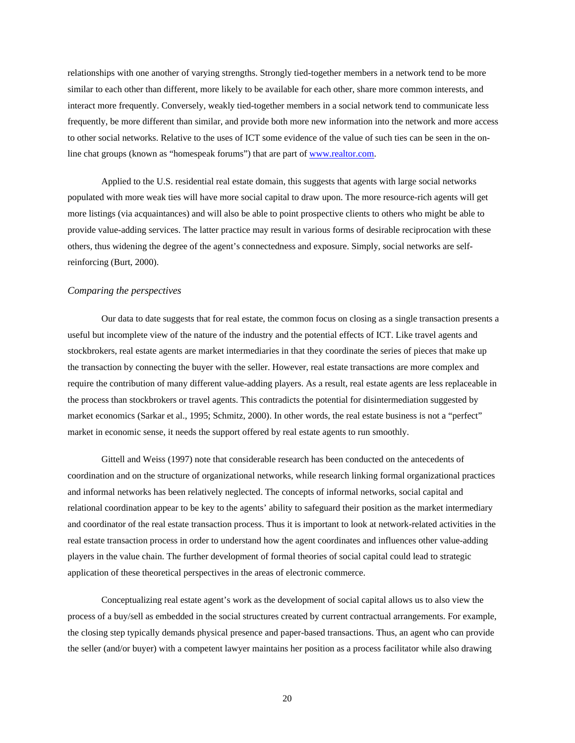relationships with one another of varying strengths. Strongly tied-together members in a network tend to be more similar to each other than different, more likely to be available for each other, share more common interests, and interact more frequently. Conversely, weakly tied-together members in a social network tend to communicate less frequently, be more different than similar, and provide both more new information into the network and more access to other social networks. Relative to the uses of ICT some evidence of the value of such ties can be seen in the on-line chat groups (known as "homespeak forums") that are part of www.realtor.com.

Applied to the U.S. residential real estate domain, this suggests that agents with large social networks populated with more weak ties will have more social capital to draw upon. The more resource-rich agents will get more listings (via acquaintances) and will also be able to point prospective clients to others who might be able to provide value-adding services. The latter practice may result in various forms of desirable reciprocation with these others, thus widening the degree of the agent's connectedness and exposure. Simply, social networks are self-reinforcing (Burt, 2000).

### *Comparing the perspectives*

Our data to date suggests that for real estate, the common focus on closing as a single transaction presents a useful but incomplete view of the nature of the industry and the potential effects of ICT. Like travel agents and stockbrokers, real estate agents are market intermediaries in that they coordinate the series of pieces that make up the transaction by connecting the buyer with the seller. However, real estate transactions are more complex and require the contribution of many different value-adding players. As a result, real estate agents are less replaceable in the process than stockbrokers or travel agents. This contradicts the potential for disintermediation suggested by market economics (Sarkar et al., 1995; Schmitz, 2000). In other words, the real estate business is not a "perfect" market in economic sense, it needs the support offered by real estate agents to run smoothly.

Gittell and Weiss (1997) note that considerable research has been conducted on the antecedents of coordination and on the structure of organizational networks, while research linking formal organizational practices and informal networks has been relatively neglected. The concepts of informal networks, social capital and relational coordination appear to be key to the agents' ability to safeguard their position as the market intermediary and coordinator of the real estate transaction process. Thus it is important to look at network-related activities in the real estate transaction process in order to understand how the agent coordinates and influences other value-adding players in the value chain. The further development of formal theories of social capital could lead to strategic application of these theoretical perspectives in the areas of electronic commerce.

Conceptualizing real estate agent's work as the development of social capital allows us to also view the process of a buy/sell as embedded in the social structures created by current contractual arrangements. For example, the closing step typically demands physical presence and paper-based transactions. Thus, an agent who can provide the seller (and/or buyer) with a competent lawyer maintains her position as a process facilitator while also drawing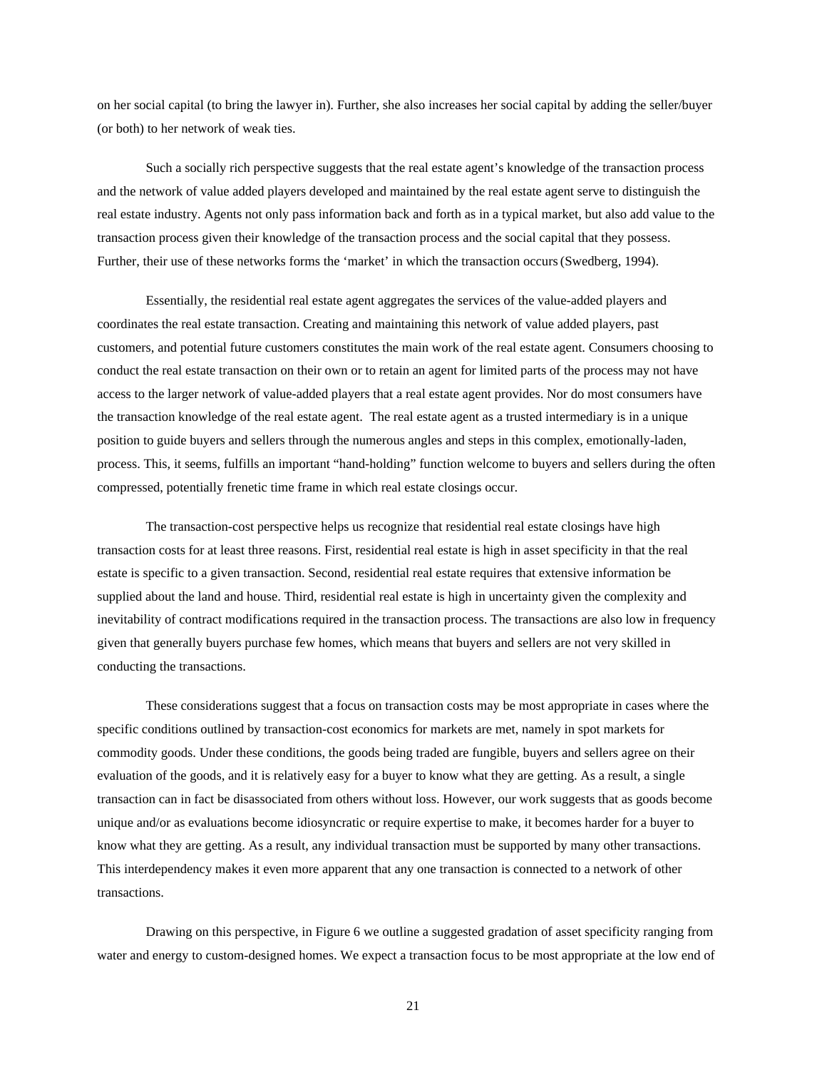on her social capital (to bring the lawyer in). Further, she also increases her social capital by adding the seller/buyer (or both) to her network of weak ties.

Such a socially rich perspective suggests that the real estate agent's knowledge of the transaction process and the network of value added players developed and maintained by the real estate agent serve to distinguish the real estate industry. Agents not only pass information back and forth as in a typical market, but also add value to the transaction process given their knowledge of the transaction process and the social capital that they possess. Further, their use of these networks forms the 'market' in which the transaction occurs (Swedberg, 1994).

Essentially, the residential real estate agent aggregates the services of the value-added players and coordinates the real estate transaction. Creating and maintaining this network of value added players, past customers, and potential future customers constitutes the main work of the real estate agent. Consumers choosing to conduct the real estate transaction on their own or to retain an agent for limited parts of the process may not have access to the larger network of value-added players that a real estate agent provides. Nor do most consumers have the transaction knowledge of the real estate agent. The real estate agent as a trusted intermediary is in a unique position to guide buyers and sellers through the numerous angles and steps in this complex, emotionally-laden, process. This, it seems, fulfills an important "hand-holding" function welcome to buyers and sellers during the often compressed, potentially frenetic time frame in which real estate closings occur.

The transaction-cost perspective helps us recognize that residential real estate closings have high transaction costs for at least three reasons. First, residential real estate is high in asset specificity in that the real estate is specific to a given transaction. Second, residential real estate requires that extensive information be supplied about the land and house. Third, residential real estate is high in uncertainty given the complexity and inevitability of contract modifications required in the transaction process. The transactions are also low in frequency given that generally buyers purchase few homes, which means that buyers and sellers are not very skilled in conducting the transactions.

These considerations suggest that a focus on transaction costs may be most appropriate in cases where the specific conditions outlined by transaction-cost economics for markets are met, namely in spot markets for commodity goods. Under these conditions, the goods being traded are fungible, buyers and sellers agree on their evaluation of the goods, and it is relatively easy for a buyer to know what they are getting. As a result, a single transaction can in fact be disassociated from others without loss. However, our work suggests that as goods become unique and/or as evaluations become idiosyncratic or require expertise to make, it becomes harder for a buyer to know what they are getting. As a result, any individual transaction must be supported by many other transactions. This interdependency makes it even more apparent that any one transaction is connected to a network of other transactions.

Drawing on this perspective, in Figure 6 we outline a suggested gradation of asset specificity ranging from water and energy to custom-designed homes. We expect a transaction focus to be most appropriate at the low end of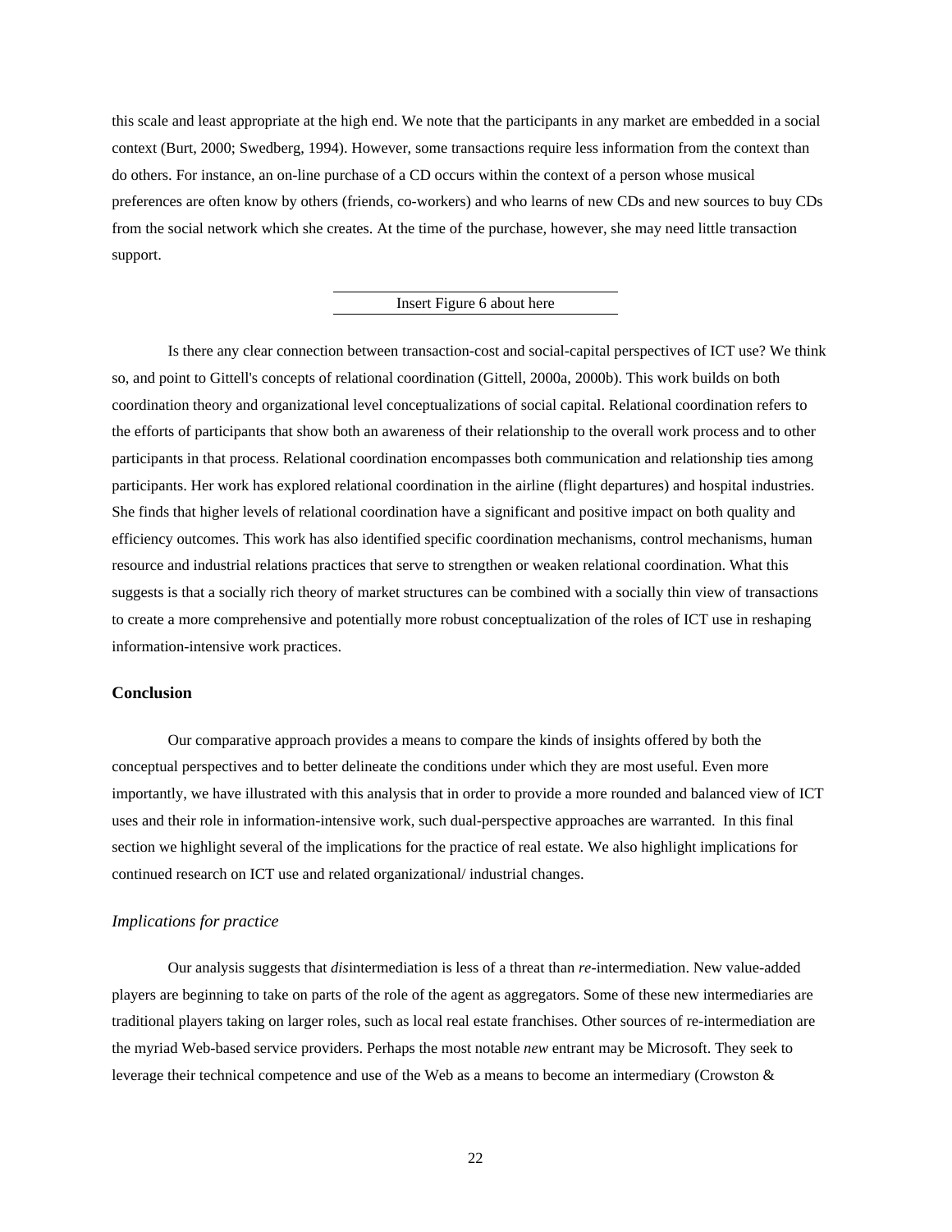this scale and least appropriate at the high end. We note that the participants in any market are embedded in a social context (Burt, 2000; Swedberg, 1994). However, some transactions require less information from the context than do others. For instance, an on-line purchase of a CD occurs within the context of a person whose musical preferences are often know by others (friends, co-workers) and who learns of new CDs and new sources to buy CDs from the social network which she creates. At the time of the purchase, however, she may need little transaction support.

Insert Figure 6 about here

Is there any clear connection between transaction-cost and social-capital perspectives of ICT use? We think so, and point to Gittell's concepts of relational coordination (Gittell, 2000a, 2000b). This work builds on both coordination theory and organizational level conceptualizations of social capital. Relational coordination refers to the efforts of participants that show both an awareness of their relationship to the overall work process and to other participants in that process. Relational coordination encompasses both communication and relationship ties among participants. Her work has explored relational coordination in the airline (flight departures) and hospital industries. She finds that higher levels of relational coordination have a significant and positive impact on both quality and efficiency outcomes. This work has also identified specific coordination mechanisms, control mechanisms, human resource and industrial relations practices that serve to strengthen or weaken relational coordination. What this suggests is that a socially rich theory of market structures can be combined with a socially thin view of transactions to create a more comprehensive and potentially more robust conceptualization of the roles of ICT use in reshaping information-intensive work practices.

## Conclusion

Our comparative approach provides a means to compare the kinds of insights offered by both the conceptual perspectives and to better delineate the conditions under which they are most useful. Even more importantly, we have illustrated with this analysis that in order to provide a more rounded and balanced view of ICT uses and their role in information-intensive work, such dual-perspective approaches are warranted. In this final section we highlight several of the implications for the practice of real estate. We also highlight implications for continued research on ICT use and related organizational/ industrial changes.

### *Implications for practice*

Our analysis suggests that *dis*intermediation is less of a threat than *re*-intermediation. New value-added players are beginning to take on parts of the role of the agent as aggregators. Some of these new intermediaries are traditional players taking on larger roles, such as local real estate franchises. Other sources of re-intermediation are the myriad Web-based service providers. Perhaps the most notable *new* entrant may be Microsoft. They seek to leverage their technical competence and use of the Web as a means to become an intermediary (Crowston &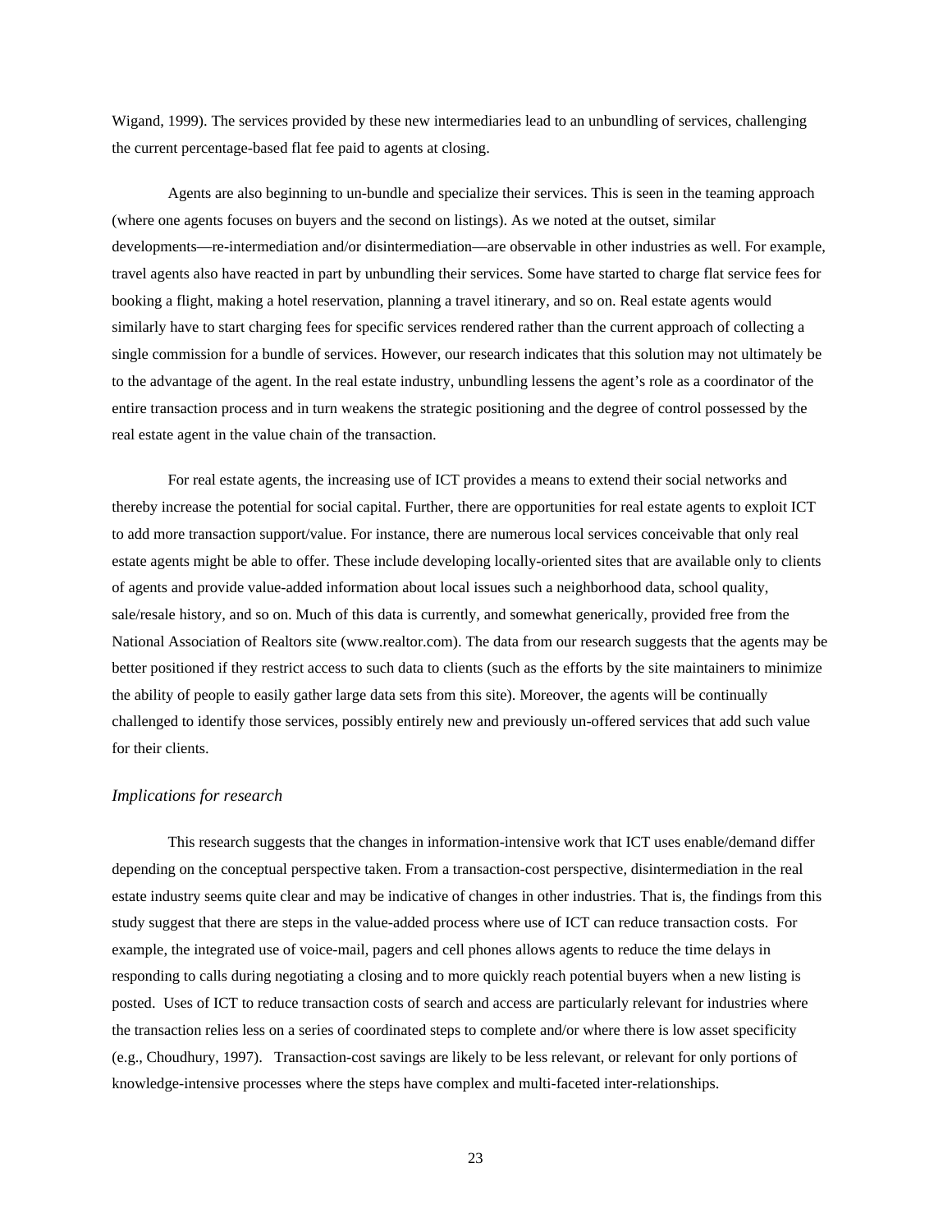Wigand, 1999). The services provided by these new intermediaries lead to an unbundling of services, challenging the current percentage-based flat fee paid to agents at closing.

Agents are also beginning to un-bundle and specialize their services. This is seen in the teaming approach (where one agents focuses on buyers and the second on listings). As we noted at the outset, similar developments—re-intermediation and/or disintermediation—are observable in other industries as well. For example, travel agents also have reacted in part by unbundling their services. Some have started to charge flat service fees for booking a flight, making a hotel reservation, planning a travel itinerary, and so on. Real estate agents would similarly have to start charging fees for specific services rendered rather than the current approach of collecting a single commission for a bundle of services. However, our research indicates that this solution may not ultimately be to the advantage of the agent. In the real estate industry, unbundling lessens the agent's role as a coordinator of the entire transaction process and in turn weakens the strategic positioning and the degree of control possessed by the real estate agent in the value chain of the transaction.

For real estate agents, the increasing use of ICT provides a means to extend their social networks and thereby increase the potential for social capital. Further, there are opportunities for real estate agents to exploit ICT to add more transaction support/value. For instance, there are numerous local services conceivable that only real estate agents might be able to offer. These include developing locally-oriented sites that are available only to clients of agents and provide value-added information about local issues such a neighborhood data, school quality, sale/resale history, and so on. Much of this data is currently, and somewhat generically, provided free from the National Association of Realtors site (www.realtor.com). The data from our research suggests that the agents may be better positioned if they restrict access to such data to clients (such as the efforts by the site maintainers to minimize the ability of people to easily gather large data sets from this site). Moreover, the agents will be continually challenged to identify those services, possibly entirely new and previously un-offered services that add such value for their clients.

### *Implications for research*

This research suggests that the changes in information-intensive work that ICT uses enable/demand differ depending on the conceptual perspective taken. From a transaction-cost perspective, disintermediation in the real estate industry seems quite clear and may be indicative of changes in other industries. That is, the findings from this study suggest that there are steps in the value-added process where use of ICT can reduce transaction costs. For example, the integrated use of voice-mail, pagers and cell phones allows agents to reduce the time delays in responding to calls during negotiating a closing and to more quickly reach potential buyers when a new listing is posted. Uses of ICT to reduce transaction costs of search and access are particularly relevant for industries where the transaction relies less on a series of coordinated steps to complete and/or where there is low asset specificity (e.g., Choudhury, 1997). Transaction-cost savings are likely to be less relevant, or relevant for only portions of knowledge-intensive processes where the steps have complex and multi-faceted inter-relationships.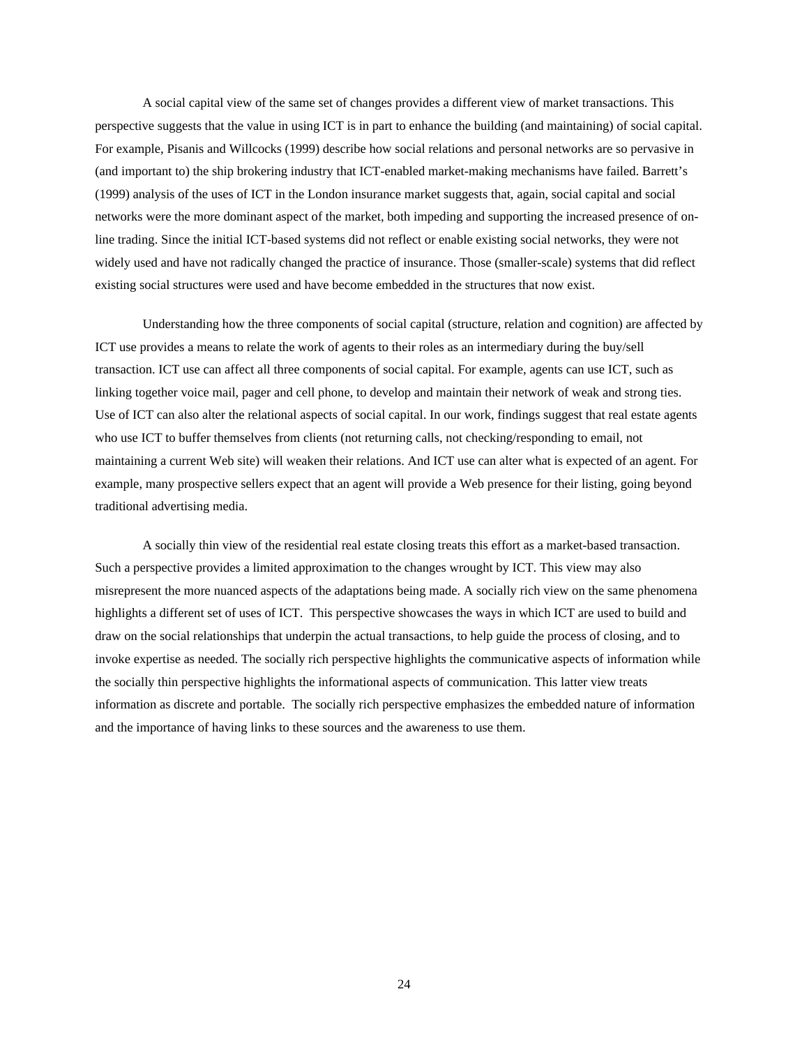A social capital view of the same set of changes provides a different view of market transactions. This perspective suggests that the value in using ICT is in part to enhance the building (and maintaining) of social capital. For example, Pisanis and Willcocks (1999) describe how social relations and personal networks are so pervasive in (and important to) the ship brokering industry that ICT-enabled market-making mechanisms have failed. Barrett's (1999) analysis of the uses of ICT in the London insurance market suggests that, again, social capital and social networks were the more dominant aspect of the market, both impeding and supporting the increased presence of on-line trading. Since the initial ICT-based systems did not reflect or enable existing social networks, they were not widely used and have not radically changed the practice of insurance. Those (smaller-scale) systems that did reflect existing social structures were used and have become embedded in the structures that now exist.

Understanding how the three components of social capital (structure, relation and cognition) are affected by ICT use provides a means to relate the work of agents to their roles as an intermediary during the buy/sell transaction. ICT use can affect all three components of social capital. For example, agents can use ICT, such as linking together voice mail, pager and cell phone, to develop and maintain their network of weak and strong ties. Use of ICT can also alter the relational aspects of social capital. In our work, findings suggest that real estate agents who use ICT to buffer themselves from clients (not returning calls, not checking/responding to email, not maintaining a current Web site) will weaken their relations. And ICT use can alter what is expected of an agent. For example, many prospective sellers expect that an agent will provide a Web presence for their listing, going beyond traditional advertising media.

A socially thin view of the residential real estate closing treats this effort as a market-based transaction. Such a perspective provides a limited approximation to the changes wrought by ICT. This view may also misrepresent the more nuanced aspects of the adaptations being made. A socially rich view on the same phenomena highlights a different set of uses of ICT. This perspective showcases the ways in which ICT are used to build and draw on the social relationships that underpin the actual transactions, to help guide the process of closing, and to invoke expertise as needed. The socially rich perspective highlights the communicative aspects of information while the socially thin perspective highlights the informational aspects of communication. This latter view treats information as discrete and portable. The socially rich perspective emphasizes the embedded nature of information and the importance of having links to these sources and the awareness to use them.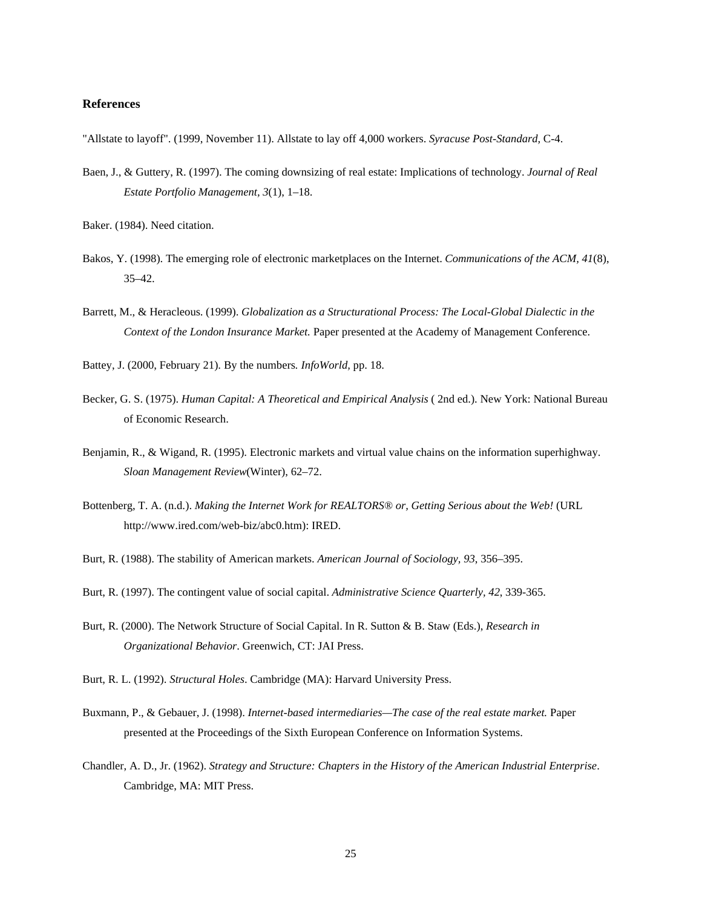**References**

"Allstate to layoff". (1999, November 11). Allstate to lay off 4,000 workers. *Syracuse Post-Standard,* C-4.

Baen, J., & Guttery, R. (1997). The coming downsizing of real estate: Implications of technology. *Journal of Real Estate Portfolio Management, 3*(1), 1–18.

Baker. (1984). Need citation.

Bakos, Y. (1998). The emerging role of electronic marketplaces on the Internet. *Communications of the ACM, 41*(8), 35–42.

Barrett, M., & Heracleous. (1999). *Globalization as a Structurational Process: The Local-Global Dialectic in the Context of the London Insurance Market.* Paper presented at the Academy of Management Conference.

Battey, J. (2000, February 21). By the numbers*. InfoWorld,* pp. 18.

Becker, G. S. (1975). *Human Capital: A Theoretical and Empirical Analysis* ( 2nd ed.). New York: National Bureau of Economic Research.

Benjamin, R., & Wigand, R. (1995). Electronic markets and virtual value chains on the information superhighway. *Sloan Management Review*(Winter), 62–72.

Bottenberg, T. A. (n.d.). *Making the Internet Work for REALTORS® or, Getting Serious about the Web!* (URL http://www.ired.com/web-biz/abc0.htm): IRED.

Burt, R. (1988). The stability of American markets. *American Journal of Sociology, 93,* 356–395.

Burt, R. (1997). The contingent value of social capital. *Administrative Science Quarterly, 42,* 339-365.

Burt, R. (2000). The Network Structure of Social Capital. In R. Sutton & B. Staw (Eds.), *Research in Organizational Behavior*. Greenwich, CT: JAI Press.

Burt, R. L. (1992). *Structural Holes*. Cambridge (MA): Harvard University Press.

Buxmann, P., & Gebauer, J. (1998). *Internet-based intermediaries—The case of the real estate market.* Paper presented at the Proceedings of the Sixth European Conference on Information Systems.

Chandler, A. D., Jr. (1962). *Strategy and Structure: Chapters in the History of the American Industrial Enterprise*. Cambridge, MA: MIT Press.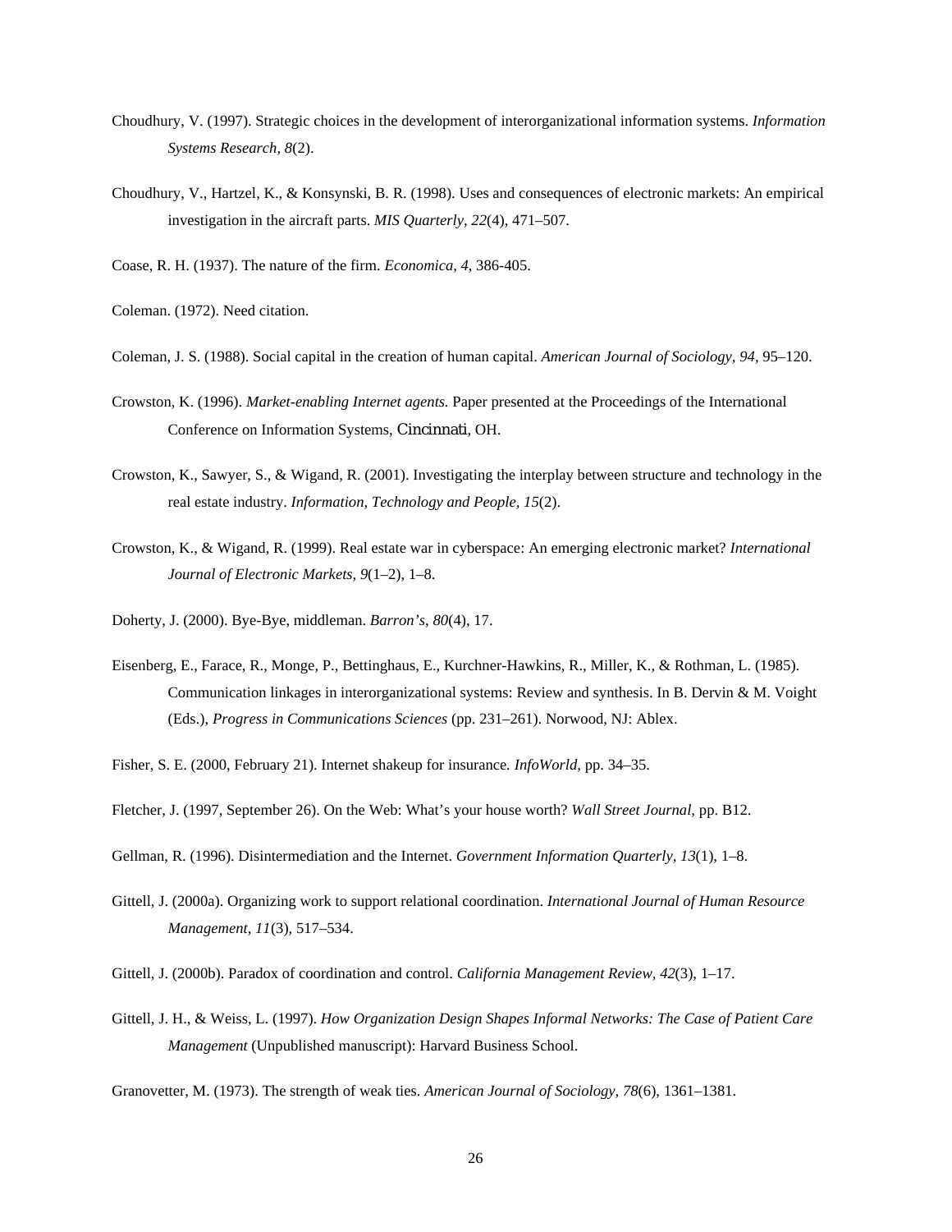Choudhury, V. (1997). Strategic choices in the development of interorganizational information systems. *Information Systems Research, 8*(2).

Choudhury, V., Hartzel, K., & Konsynski, B. R. (1998). Uses and consequences of electronic markets: An empirical investigation in the aircraft parts. *MIS Quarterly, 22*(4), 471–507.

Coase, R. H. (1937). The nature of the firm. *Economica, 4*, 386-405.

Coleman. (1972). Need citation.

Coleman, J. S. (1988). Social capital in the creation of human capital. *American Journal of Sociology, 94*, 95–120.

Crowston, K. (1996). *Market-enabling Internet agents.* Paper presented at the Proceedings of the International Conference on Information Systems, Cincinnati, OH.

Crowston, K., Sawyer, S., & Wigand, R. (2001). Investigating the interplay between structure and technology in the real estate industry. *Information, Technology and People, 15*(2).

Crowston, K., & Wigand, R. (1999). Real estate war in cyberspace: An emerging electronic market? *International Journal of Electronic Markets, 9*(1–2), 1–8.

Doherty, J. (2000). Bye-Bye, middleman. *Barron's, 80*(4), 17.

Eisenberg, E., Farace, R., Monge, P., Bettinghaus, E., Kurchner-Hawkins, R., Miller, K., & Rothman, L. (1985). Communication linkages in interorganizational systems: Review and synthesis. In B. Dervin & M. Voight (Eds.), *Progress in Communications Sciences* (pp. 231–261). Norwood, NJ: Ablex.

Fisher, S. E. (2000, February 21). Internet shakeup for insurance. *InfoWorld*, pp. 34–35.

Fletcher, J. (1997, September 26). On the Web: What's your house worth? *Wall Street Journal*, pp. B12.

Gellman, R. (1996). Disintermediation and the Internet. *Government Information Quarterly, 13*(1), 1–8.

Gittell, J. (2000a). Organizing work to support relational coordination. *International Journal of Human Resource Management, 11*(3), 517–534.

Gittell, J. (2000b). Paradox of coordination and control. *California Management Review, 42*(3), 1–17.

Gittell, J. H., & Weiss, L. (1997). *How Organization Design Shapes Informal Networks: The Case of Patient Care Management* (Unpublished manuscript): Harvard Business School.

Granovetter, M. (1973). The strength of weak ties. *American Journal of Sociology, 78*(6), 1361–1381.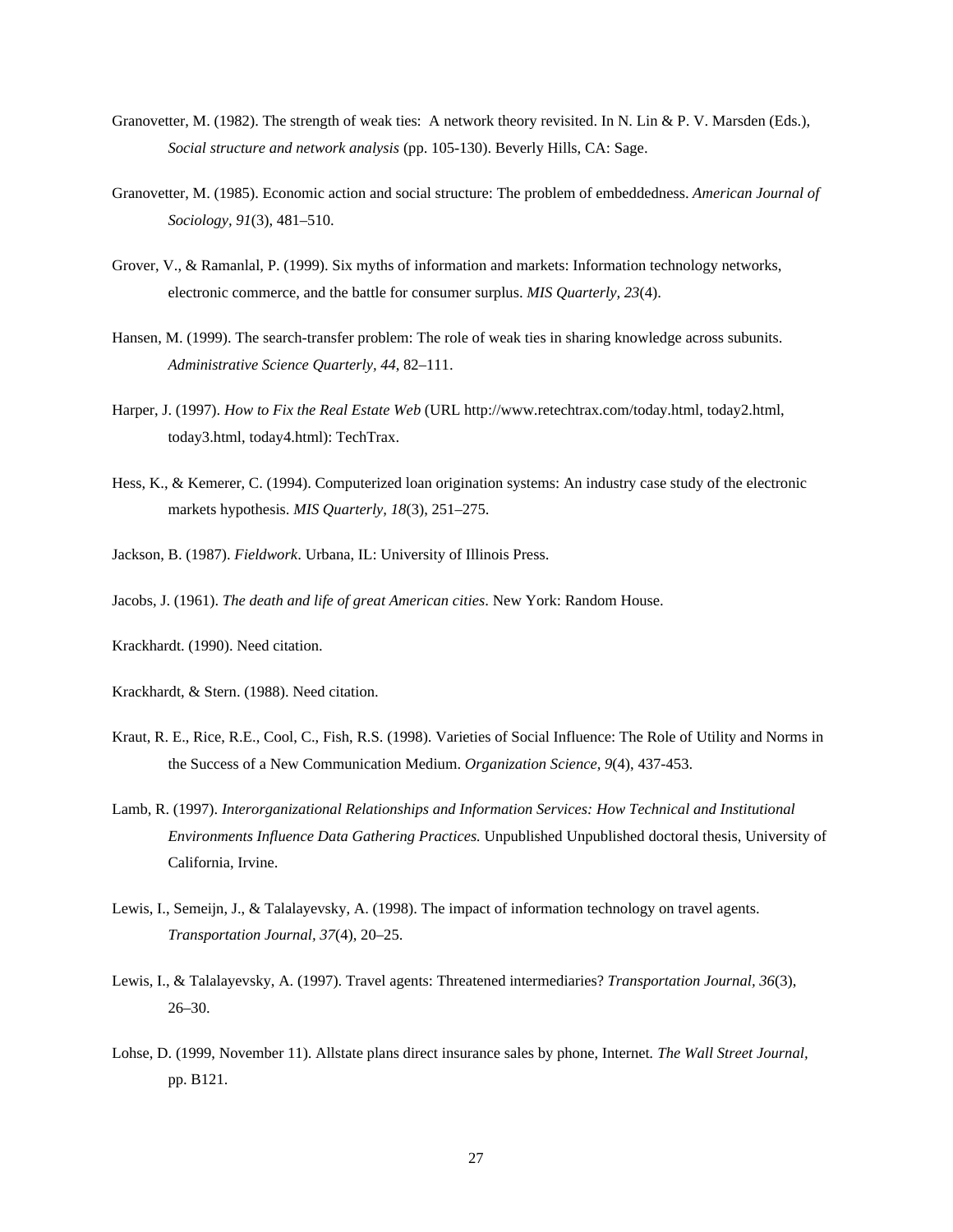Granovetter, M. (1982). The strength of weak ties: A network theory revisited. In N. Lin & P. V. Marsden (Eds.), *Social structure and network analysis* (pp. 105-130). Beverly Hills, CA: Sage.

Granovetter, M. (1985). Economic action and social structure: The problem of embeddedness. *American Journal of Sociology, 91*(3), 481–510.

Grover, V., & Ramanlal, P. (1999). Six myths of information and markets: Information technology networks, electronic commerce, and the battle for consumer surplus. *MIS Quarterly, 23*(4).

Hansen, M. (1999). The search-transfer problem: The role of weak ties in sharing knowledge across subunits. *Administrative Science Quarterly, 44*, 82–111.

Harper, J. (1997). *How to Fix the Real Estate Web* (URL http://www.retechtrax.com/today.html, today2.html, today3.html, today4.html): TechTrax.

Hess, K., & Kemerer, C. (1994). Computerized loan origination systems: An industry case study of the electronic markets hypothesis. *MIS Quarterly, 18*(3), 251–275.

Jackson, B. (1987). *Fieldwork*. Urbana, IL: University of Illinois Press.

Jacobs, J. (1961). *The death and life of great American cities*. New York: Random House.

Krackhardt. (1990). Need citation.

Krackhardt, & Stern. (1988). Need citation.

Kraut, R. E., Rice, R.E., Cool, C., Fish, R.S. (1998). Varieties of Social Influence: The Role of Utility and Norms in the Success of a New Communication Medium. *Organization Science, 9*(4), 437-453.

Lamb, R. (1997). *Interorganizational Relationships and Information Services: How Technical and Institutional Environments Influence Data Gathering Practices.* Unpublished Unpublished doctoral thesis, University of California, Irvine.

Lewis, I., Semeijn, J., & Talalayevsky, A. (1998). The impact of information technology on travel agents. *Transportation Journal, 37*(4), 20–25.

Lewis, I., & Talalayevsky, A. (1997). Travel agents: Threatened intermediaries? *Transportation Journal, 36*(3), 26–30.

Lohse, D. (1999, November 11). Allstate plans direct insurance sales by phone, Internet. *The Wall Street Journal*, pp. B121.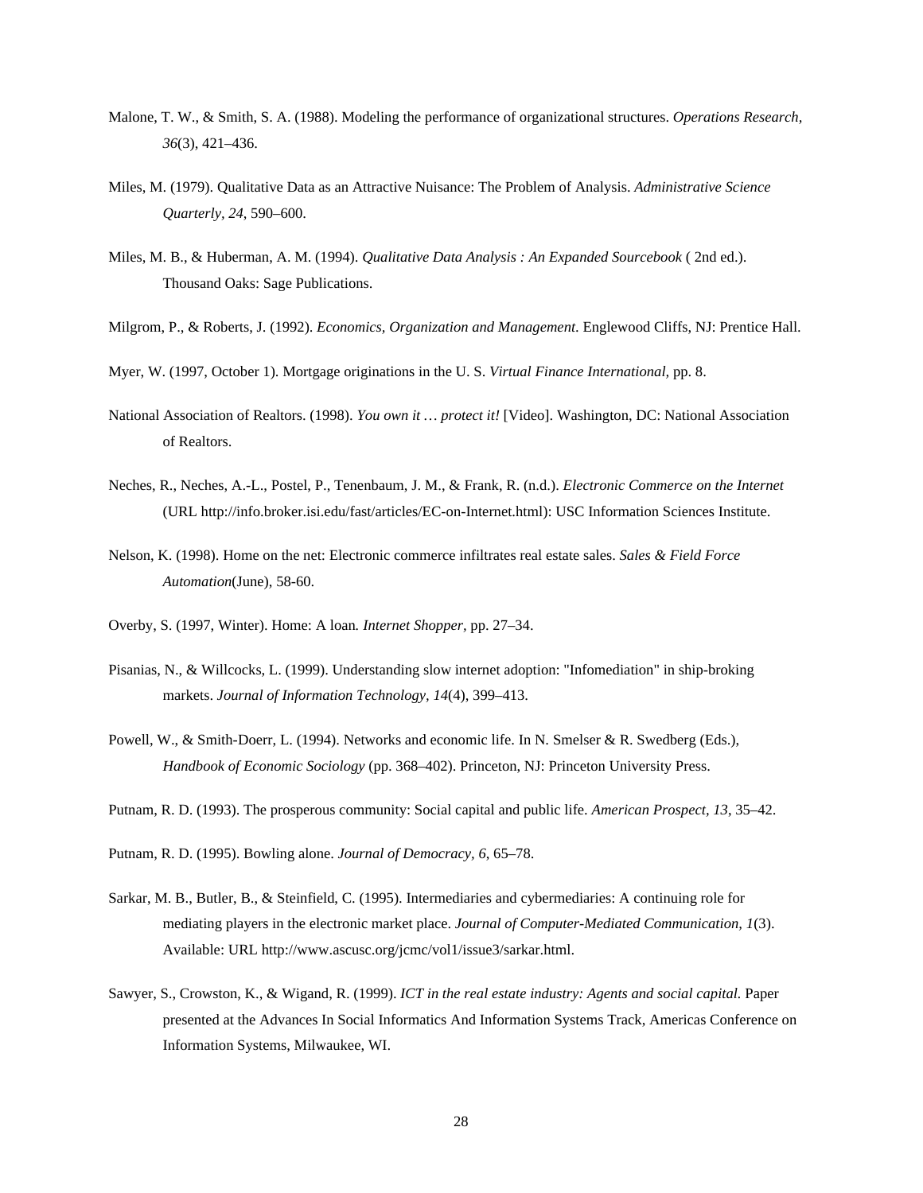Malone, T. W., & Smith, S. A. (1988). Modeling the performance of organizational structures. *Operations Research, 36*(3), 421–436.

Miles, M. (1979). Qualitative Data as an Attractive Nuisance: The Problem of Analysis. *Administrative Science Quarterly, 24*, 590–600.

Miles, M. B., & Huberman, A. M. (1994). *Qualitative Data Analysis : An Expanded Sourcebook* ( 2nd ed.). Thousand Oaks: Sage Publications.

Milgrom, P., & Roberts, J. (1992). *Economics, Organization and Management*. Englewood Cliffs, NJ: Prentice Hall.

Myer, W. (1997, October 1). Mortgage originations in the U. S. *Virtual Finance International,* pp. 8.

National Association of Realtors. (1998). *You own it … protect it!* [Video]. Washington, DC: National Association of Realtors.

Neches, R., Neches, A.-L., Postel, P., Tenenbaum, J. M., & Frank, R. (n.d.). *Electronic Commerce on the Internet* (URL http://info.broker.isi.edu/fast/articles/EC-on-Internet.html): USC Information Sciences Institute.

Nelson, K. (1998). Home on the net: Electronic commerce infiltrates real estate sales. *Sales & Field Force Automation*(June), 58-60.

Overby, S. (1997, Winter). Home: A loan*. Internet Shopper,* pp. 27–34.

Pisanias, N., & Willcocks, L. (1999). Understanding slow internet adoption: "Infomediation" in ship-broking markets. *Journal of Information Technology, 14*(4), 399–413.

Powell, W., & Smith-Doerr, L. (1994). Networks and economic life. In N. Smelser & R. Swedberg (Eds.), *Handbook of Economic Sociology* (pp. 368–402). Princeton, NJ: Princeton University Press.

Putnam, R. D. (1993). The prosperous community: Social capital and public life. *American Prospect, 13*, 35–42.

Putnam, R. D. (1995). Bowling alone. *Journal of Democracy, 6*, 65–78.

Sarkar, M. B., Butler, B., & Steinfield, C. (1995). Intermediaries and cybermediaries: A continuing role for mediating players in the electronic market place. *Journal of Computer-Mediated Communication, 1*(3). Available: URL http://www.ascusc.org/jcmc/vol1/issue3/sarkar.html.

Sawyer, S., Crowston, K., & Wigand, R. (1999). *ICT in the real estate industry: Agents and social capital.* Paper presented at the Advances In Social Informatics And Information Systems Track, Americas Conference on Information Systems, Milwaukee, WI.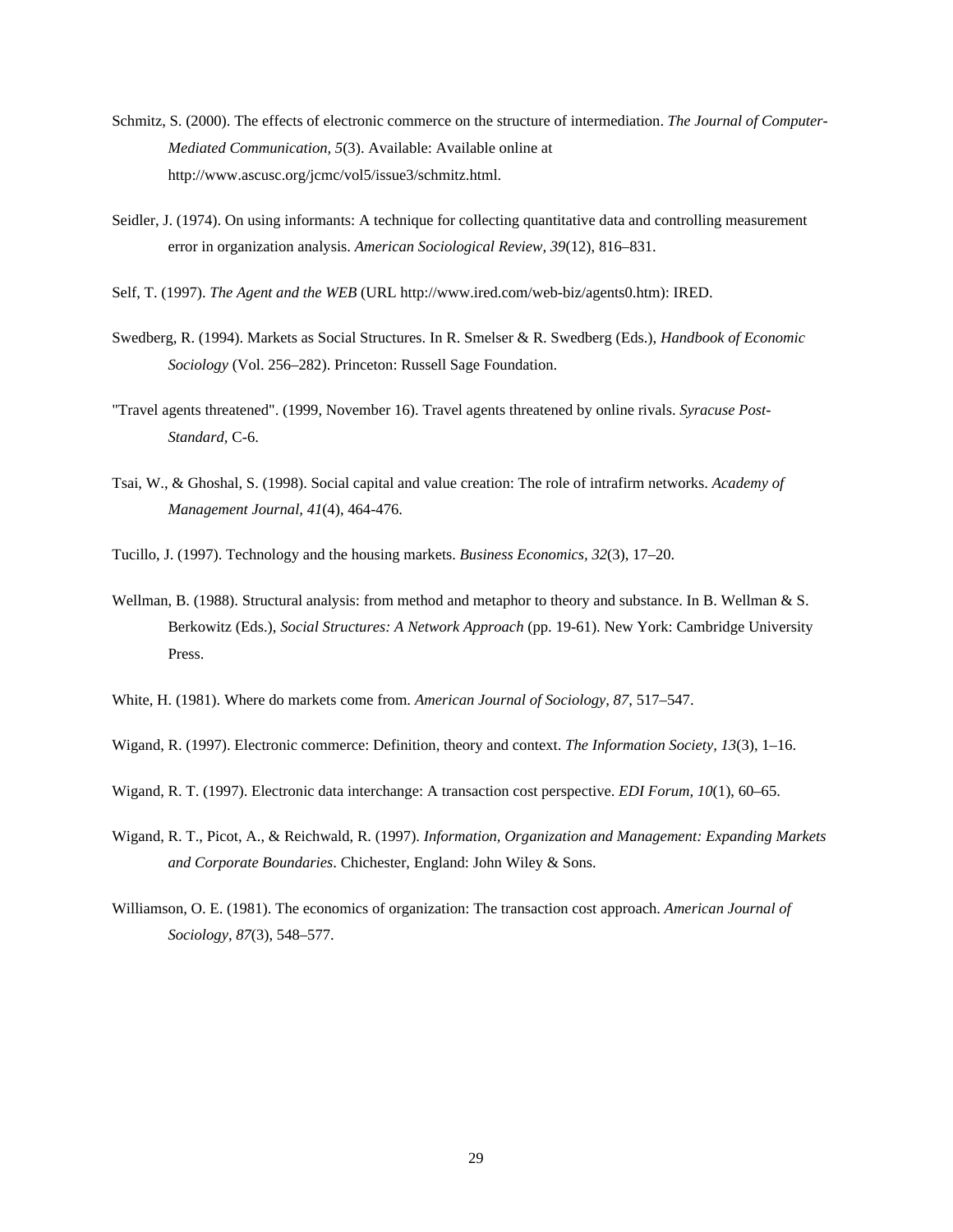Schmitz, S. (2000). The effects of electronic commerce on the structure of intermediation. *The Journal of Computer-Mediated Communication, 5*(3). Available: Available online at http://www.ascusc.org/jcmc/vol5/issue3/schmitz.html.

Seidler, J. (1974). On using informants: A technique for collecting quantitative data and controlling measurement error in organization analysis. *American Sociological Review, 39*(12), 816–831.

Self, T. (1997). *The Agent and the WEB* (URL http://www.ired.com/web-biz/agents0.htm): IRED.

Swedberg, R. (1994). Markets as Social Structures. In R. Smelser & R. Swedberg (Eds.), *Handbook of Economic Sociology* (Vol. 256–282). Princeton: Russell Sage Foundation.

"Travel agents threatened". (1999, November 16). Travel agents threatened by online rivals. *Syracuse Post-Standard,* C-6.

Tsai, W., & Ghoshal, S. (1998). Social capital and value creation: The role of intrafirm networks. *Academy of Management Journal, 41*(4), 464-476.

Tucillo, J. (1997). Technology and the housing markets. *Business Economics, 32*(3), 17–20.

Wellman, B. (1988). Structural analysis: from method and metaphor to theory and substance. In B. Wellman & S. Berkowitz (Eds.), *Social Structures: A Network Approach* (pp. 19-61). New York: Cambridge University Press.

White, H. (1981). Where do markets come from. *American Journal of Sociology, 87*, 517–547.

Wigand, R. (1997). Electronic commerce: Definition, theory and context. *The Information Society, 13*(3), 1–16.

Wigand, R. T. (1997). Electronic data interchange: A transaction cost perspective. *EDI Forum, 10*(1), 60–65.

Wigand, R. T., Picot, A., & Reichwald, R. (1997). *Information, Organization and Management: Expanding Markets and Corporate Boundaries*. Chichester, England: John Wiley & Sons.

Williamson, O. E. (1981). The economics of organization: The transaction cost approach. *American Journal of Sociology, 87*(3), 548–577.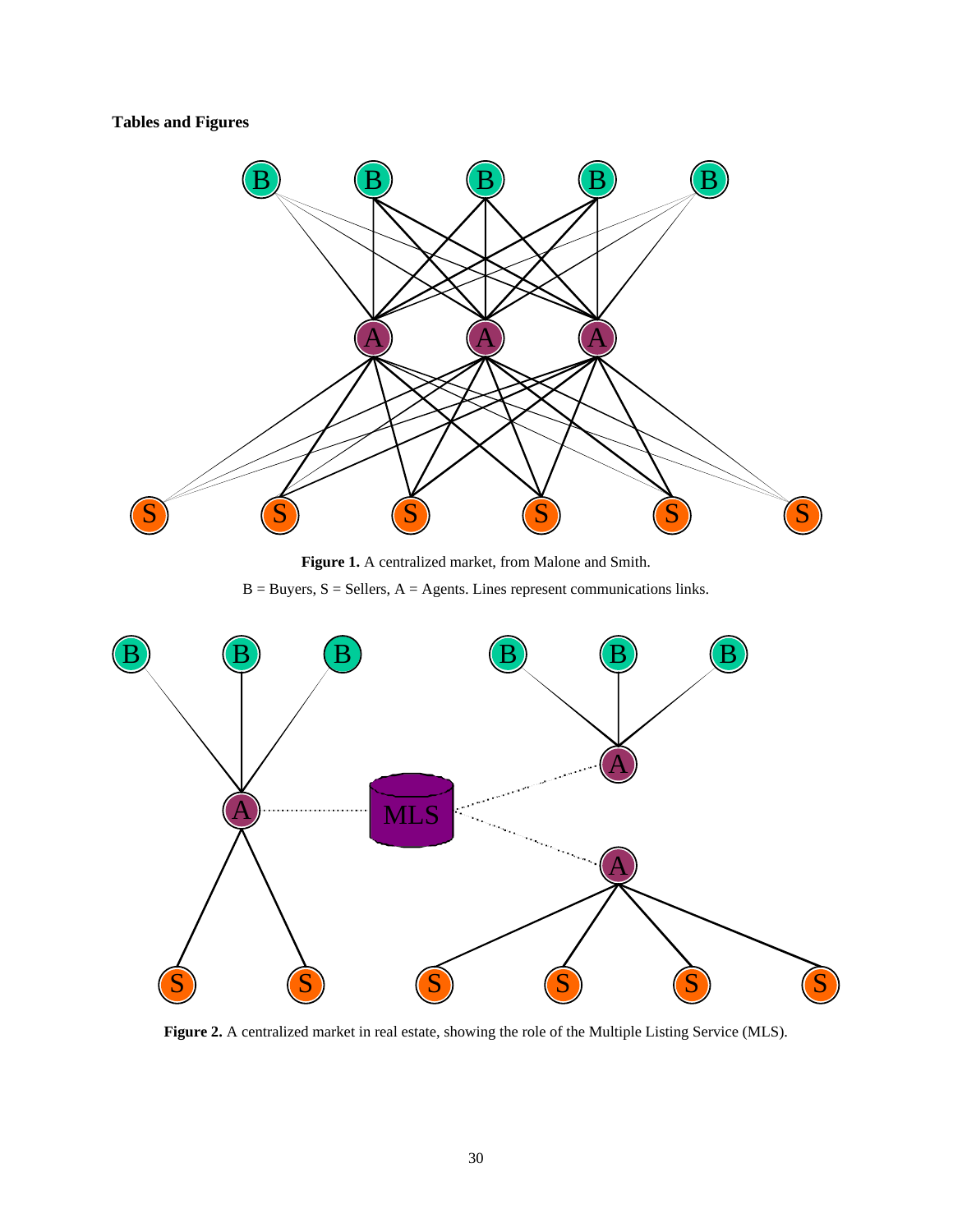**Tables and Figures**

**Figure 1.** A centralized market, from Malone and Smith.

B = Buyers, S = Sellers, A = Agents. Lines represent communications links.

**Figure 2.** A centralized market in real estate, showing the role of the Multiple Listing Service (MLS).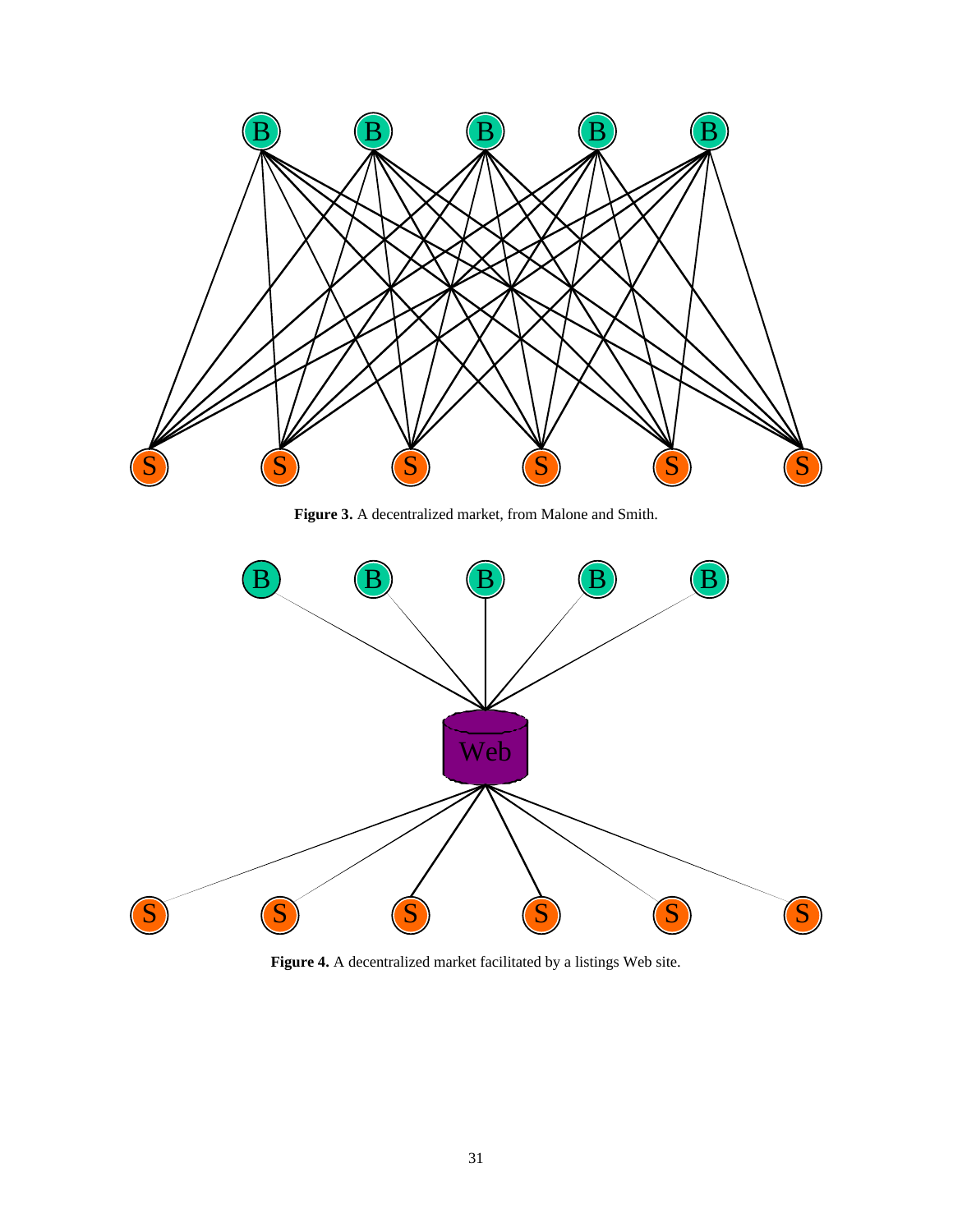**Figure 3.** A decentralized market, from Malone and Smith.

**Figure 4.** A decentralized market facilitated by a listings Web site.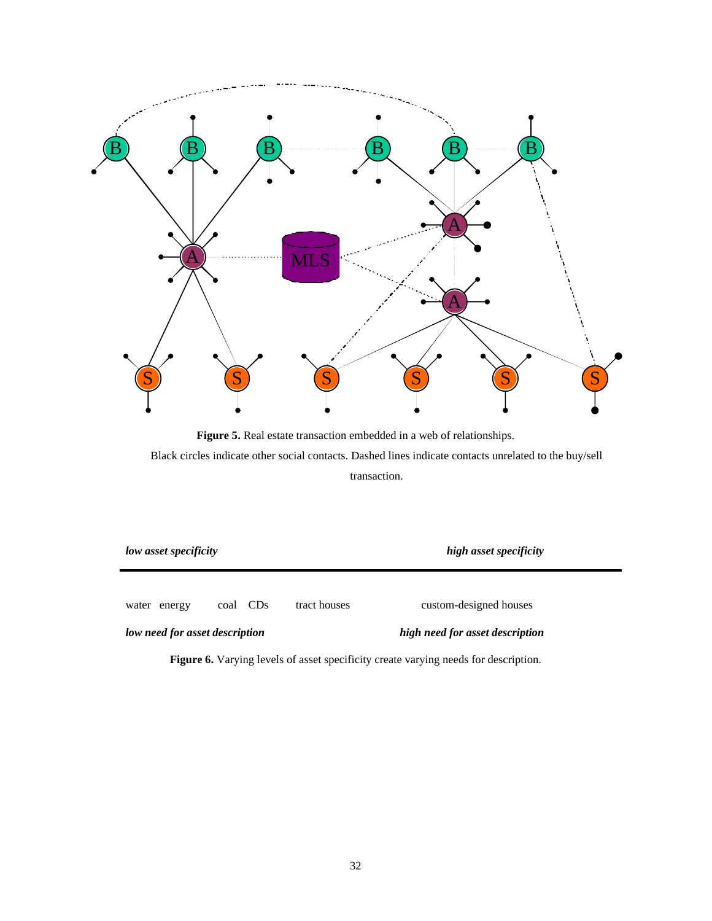**Figure 5.** Real estate transaction embedded in a web of relationships.
Black circles indicate other social contacts. Dashed lines indicate contacts unrelated to the buy/sell transaction.

*low asset specificity* *high asset specificity*

water energy coal CDs tract houses custom-designed houses

*low need for asset description* *high need for asset description*

**Figure 6.** Varying levels of asset specificity create varying needs for description.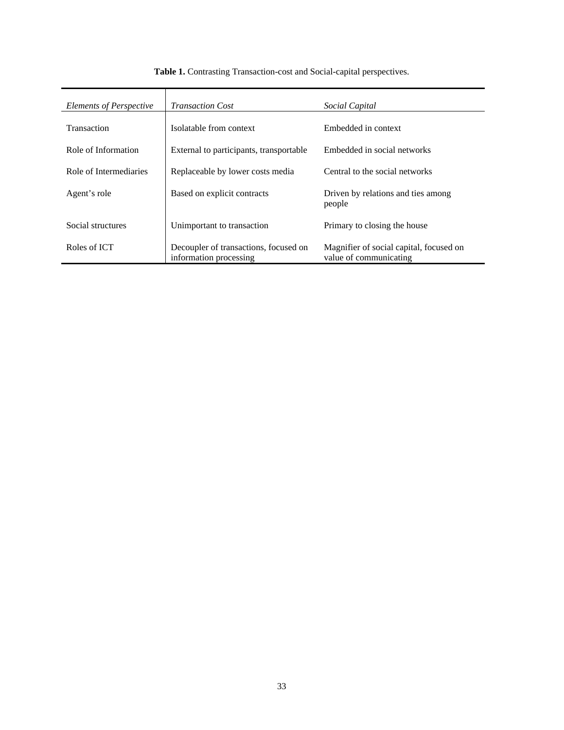**Table 1.** Contrasting Transaction-cost and Social-capital perspectives.

| *Elements of Perspective* | *Transaction Cost* | *Social Capital* |
|---|---|---|
| Transaction | Isolatable from context | Embedded in context |
| Role of Information | External to participants, transportable | Embedded in social networks |
| Role of Intermediaries | Replaceable by lower costs media | Central to the social networks |
| Agent's role | Based on explicit contracts | Driven by relations and ties among people |
| Social structures | Unimportant to transaction | Primary to closing the house |
| Roles of ICT | Decoupler of transactions, focused on information processing | Magnifier of social capital, focused on value of communicating |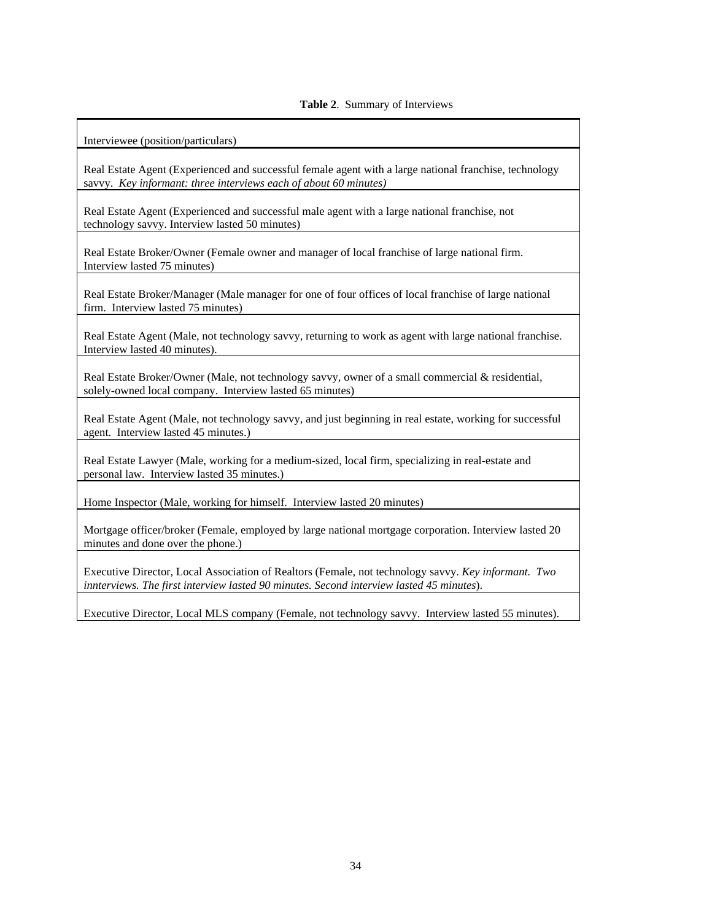**Table 2**. Summary of Interviews

| Interviewee (position/particulars) |
| --- |
| Real Estate Agent (Experienced and successful female agent with a large national franchise, technology savvy. *Key informant: three interviews each of about 60 minutes)* |
| Real Estate Agent (Experienced and successful male agent with a large national franchise, not technology savvy. Interview lasted 50 minutes) |
| Real Estate Broker/Owner (Female owner and manager of local franchise of large national firm. Interview lasted 75 minutes) |
| Real Estate Broker/Manager (Male manager for one of four offices of local franchise of large national firm. Interview lasted 75 minutes) |
| Real Estate Agent (Male, not technology savvy, returning to work as agent with large national franchise. Interview lasted 40 minutes). |
| Real Estate Broker/Owner (Male, not technology savvy, owner of a small commercial & residential, solely-owned local company. Interview lasted 65 minutes) |
| Real Estate Agent (Male, not technology savvy, and just beginning in real estate, working for successful agent. Interview lasted 45 minutes.) |
| Real Estate Lawyer (Male, working for a medium-sized, local firm, specializing in real-estate and personal law. Interview lasted 35 minutes.) |
| Home Inspector (Male, working for himself. Interview lasted 20 minutes) |
| Mortgage officer/broker (Female, employed by large national mortgage corporation. Interview lasted 20 minutes and done over the phone.) |
| Executive Director, Local Association of Realtors (Female, not technology savvy. *Key informant. Two innterviews. The first interview lasted 90 minutes. Second interview lasted 45 minutes*). |
| Executive Director, Local MLS company (Female, not technology savvy. Interview lasted 55 minutes). |